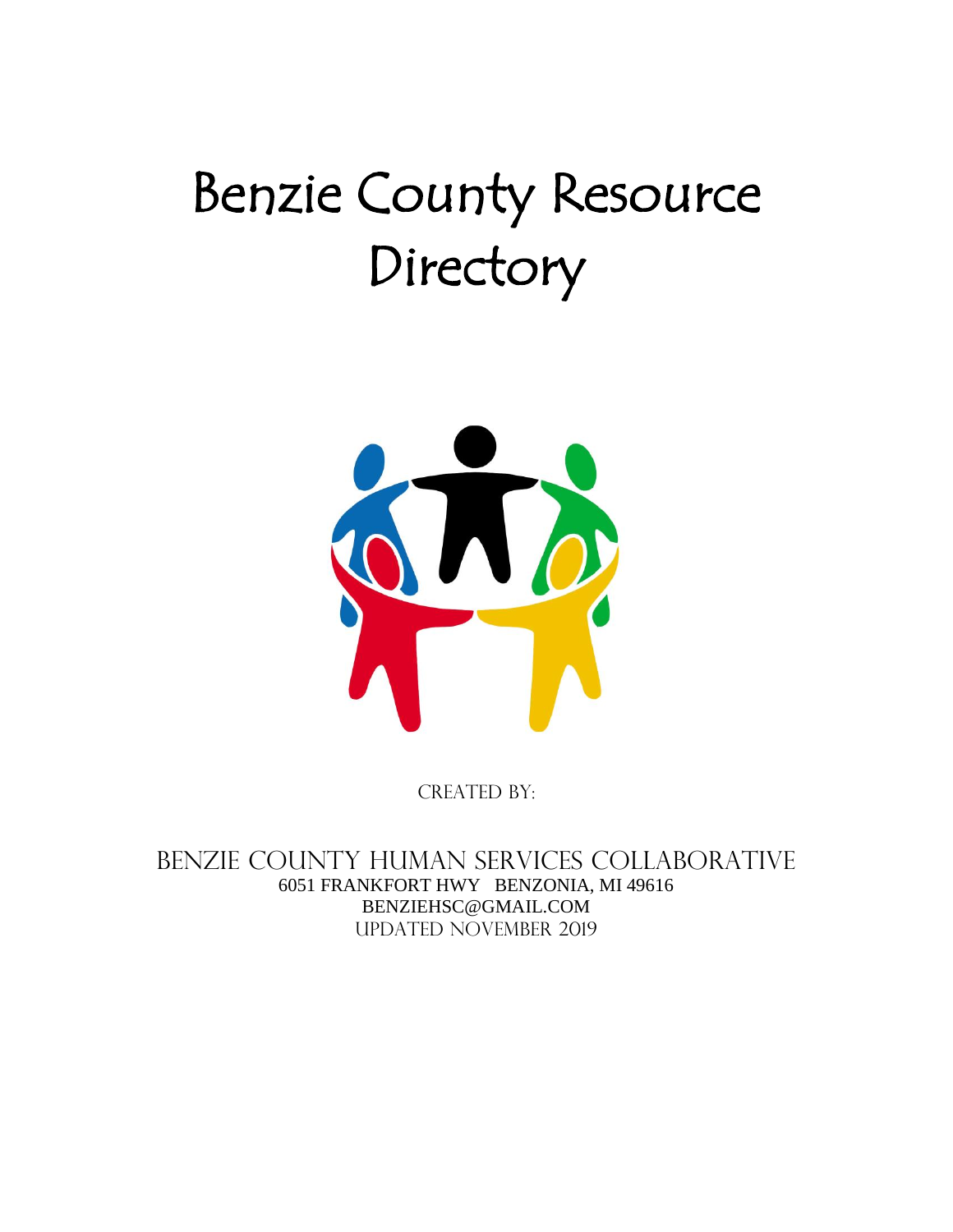# Benzie County Resource Directory

Created by:

Benzie County Human Services Collaborative

6051 FRANKFORT HWY BENZONIA, MI 49616

BENZIEHSC@GMAIL.COM

Updated November 2019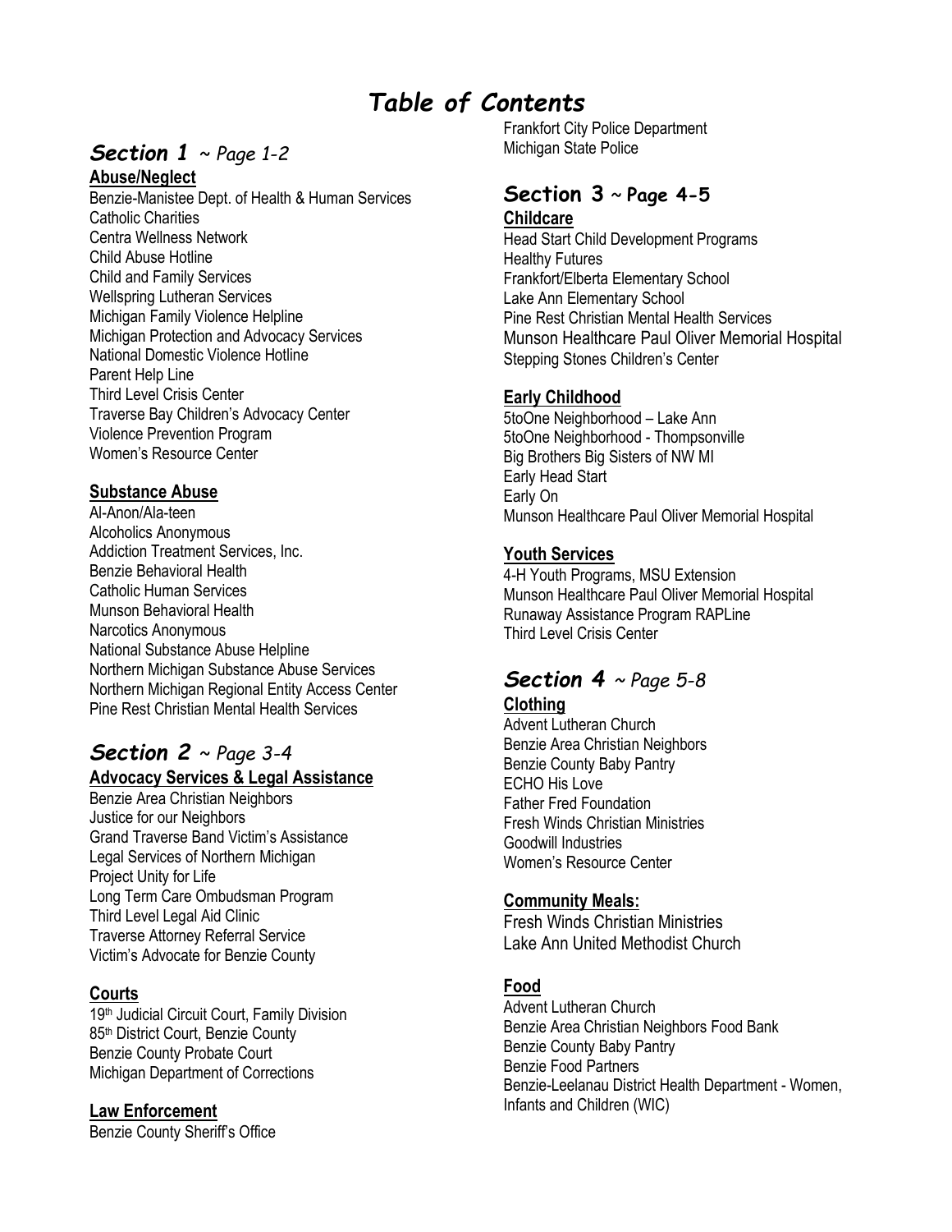# *Table of Contents*

## *Section 1* ~ *Page 1-2*

### Abuse/Neglect

Benzie-Manistee Dept. of Health & Human Services
Catholic Charities
Centra Wellness Network
Child Abuse Hotline
Child and Family Services
Wellspring Lutheran Services
Michigan Family Violence Helpline
Michigan Protection and Advocacy Services
National Domestic Violence Hotline
Parent Help Line
Third Level Crisis Center
Traverse Bay Children's Advocacy Center
Violence Prevention Program
Women's Resource Center

### Substance Abuse

Al-Anon/Ala-teen
Alcoholics Anonymous
Addiction Treatment Services, Inc.
Benzie Behavioral Health
Catholic Human Services
Munson Behavioral Health
Narcotics Anonymous
National Substance Abuse Helpline
Northern Michigan Substance Abuse Services
Northern Michigan Regional Entity Access Center
Pine Rest Christian Mental Health Services

## *Section 2* ~ *Page 3-4*

### Advocacy Services & Legal Assistance

Benzie Area Christian Neighbors
Justice for our Neighbors
Grand Traverse Band Victim's Assistance
Legal Services of Northern Michigan
Project Unity for Life
Long Term Care Ombudsman Program
Third Level Legal Aid Clinic
Traverse Attorney Referral Service
Victim's Advocate for Benzie County

### Courts

19th Judicial Circuit Court, Family Division
85th District Court, Benzie County
Benzie County Probate Court
Michigan Department of Corrections

### Law Enforcement

Benzie County Sheriff's Office
Frankfort City Police Department
Michigan State Police

## Section 3 ~ Page 4-5

### Childcare

Head Start Child Development Programs
Healthy Futures
Frankfort/Elberta Elementary School
Lake Ann Elementary School
Pine Rest Christian Mental Health Services
Munson Healthcare Paul Oliver Memorial Hospital
Stepping Stones Children's Center

### Early Childhood

5toOne Neighborhood – Lake Ann
5toOne Neighborhood - Thompsonville
Big Brothers Big Sisters of NW MI
Early Head Start
Early On
Munson Healthcare Paul Oliver Memorial Hospital

### Youth Services

4-H Youth Programs, MSU Extension
Munson Healthcare Paul Oliver Memorial Hospital
Runaway Assistance Program RAPLine
Third Level Crisis Center

## *Section 4* ~ *Page 5-8*

### Clothing

Advent Lutheran Church
Benzie Area Christian Neighbors
Benzie County Baby Pantry
ECHO His Love
Father Fred Foundation
Fresh Winds Christian Ministries
Goodwill Industries
Women's Resource Center

### Community Meals:

Fresh Winds Christian Ministries
Lake Ann United Methodist Church

### Food

Advent Lutheran Church
Benzie Area Christian Neighbors Food Bank
Benzie County Baby Pantry
Benzie Food Partners
Benzie-Leelanau District Health Department - Women, Infants and Children (WIC)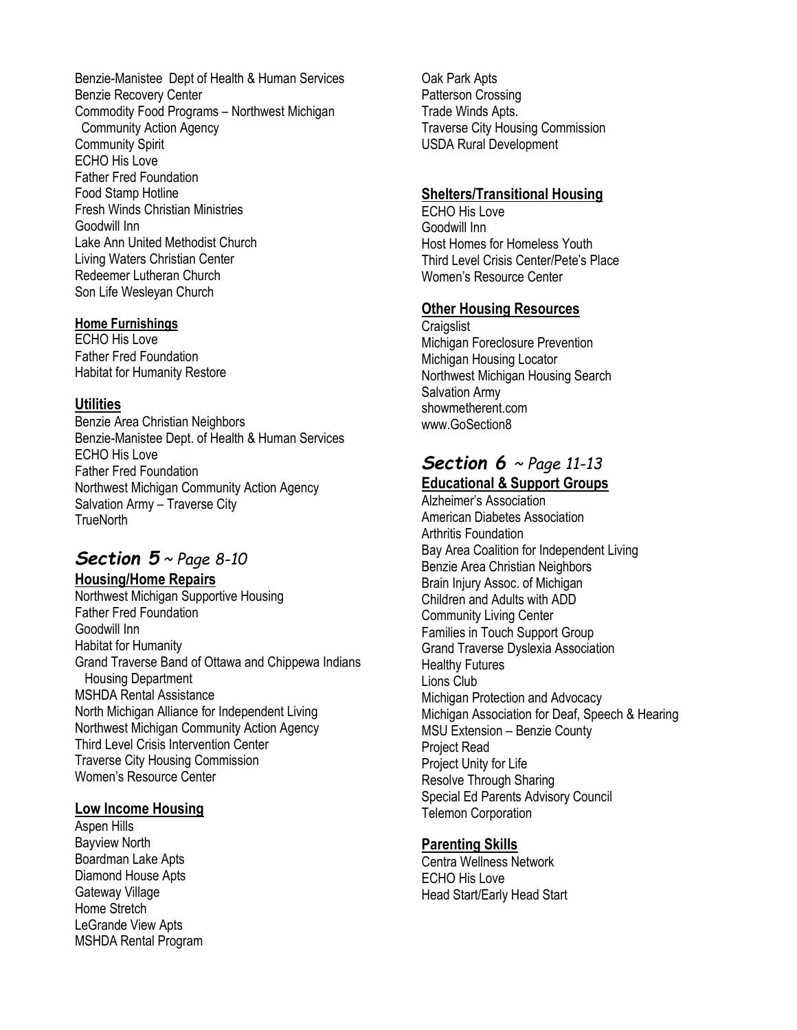Benzie-Manistee Dept of Health & Human Services
Benzie Recovery Center
Commodity Food Programs – Northwest Michigan Community Action Agency
Community Spirit
ECHO His Love
Father Fred Foundation
Food Stamp Hotline
Fresh Winds Christian Ministries
Goodwill Inn
Lake Ann United Methodist Church
Living Waters Christian Center
Redeemer Lutheran Church
Son Life Wesleyan Church

### Home Furnishings

ECHO His Love
Father Fred Foundation
Habitat for Humanity Restore

### Utilities

Benzie Area Christian Neighbors
Benzie-Manistee Dept. of Health & Human Services
ECHO His Love
Father Fred Foundation
Northwest Michigan Community Action Agency
Salvation Army – Traverse City
TrueNorth

## *Section 5 ~ Page 8-10*

### Housing/Home Repairs

Northwest Michigan Supportive Housing
Father Fred Foundation
Goodwill Inn
Habitat for Humanity
Grand Traverse Band of Ottawa and Chippewa Indians Housing Department
MSHDA Rental Assistance
North Michigan Alliance for Independent Living
Northwest Michigan Community Action Agency
Third Level Crisis Intervention Center
Traverse City Housing Commission
Women's Resource Center

### Low Income Housing

Aspen Hills
Bayview North
Boardman Lake Apts
Diamond House Apts
Gateway Village
Home Stretch
LeGrande View Apts
MSHDA Rental Program
Oak Park Apts
Patterson Crossing
Trade Winds Apts.
Traverse City Housing Commission
USDA Rural Development

### Shelters/Transitional Housing

ECHO His Love
Goodwill Inn
Host Homes for Homeless Youth
Third Level Crisis Center/Pete's Place
Women's Resource Center

### Other Housing Resources

Craigslist
Michigan Foreclosure Prevention
Michigan Housing Locator
Northwest Michigan Housing Search
Salvation Army
showmetherent.com
www.GoSection8

## *Section 6 ~ Page 11-13*

### Educational & Support Groups

Alzheimer's Association
American Diabetes Association
Arthritis Foundation
Bay Area Coalition for Independent Living
Benzie Area Christian Neighbors
Brain Injury Assoc. of Michigan
Children and Adults with ADD
Community Living Center
Families in Touch Support Group
Grand Traverse Dyslexia Association
Healthy Futures
Lions Club
Michigan Protection and Advocacy
Michigan Association for Deaf, Speech & Hearing
MSU Extension – Benzie County
Project Read
Project Unity for Life
Resolve Through Sharing
Special Ed Parents Advisory Council
Telemon Corporation

### Parenting Skills

Centra Wellness Network
ECHO His Love
Head Start/Early Head Start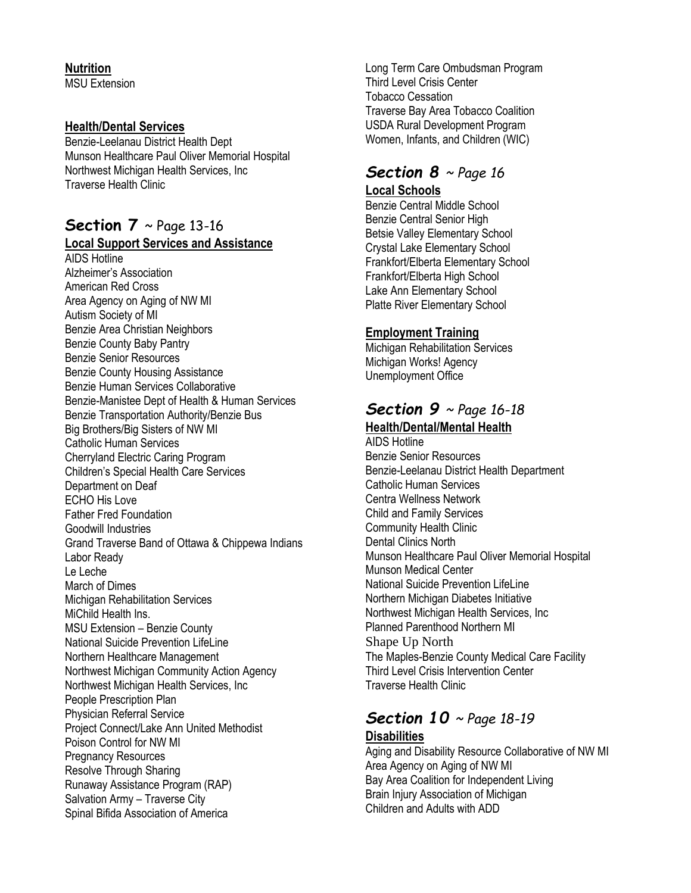**Nutrition**

MSU Extension

**Health/Dental Services**

Benzie-Leelanau District Health Dept
Munson Healthcare Paul Oliver Memorial Hospital
Northwest Michigan Health Services, Inc
Traverse Health Clinic

## Section 7 ~ Page 13-16

**Local Support Services and Assistance**

AIDS Hotline
Alzheimer's Association
American Red Cross
Area Agency on Aging of NW MI
Autism Society of MI
Benzie Area Christian Neighbors
Benzie County Baby Pantry
Benzie Senior Resources
Benzie County Housing Assistance
Benzie Human Services Collaborative
Benzie-Manistee Dept of Health & Human Services
Benzie Transportation Authority/Benzie Bus
Big Brothers/Big Sisters of NW MI
Catholic Human Services
Cherryland Electric Caring Program
Children's Special Health Care Services
Department on Deaf
ECHO His Love
Father Fred Foundation
Goodwill Industries
Grand Traverse Band of Ottawa & Chippewa Indians
Labor Ready
Le Leche
March of Dimes
Michigan Rehabilitation Services
MiChild Health Ins.
MSU Extension – Benzie County
National Suicide Prevention LifeLine
Northern Healthcare Management
Northwest Michigan Community Action Agency
Northwest Michigan Health Services, Inc
People Prescription Plan
Physician Referral Service
Project Connect/Lake Ann United Methodist
Poison Control for NW MI
Pregnancy Resources
Resolve Through Sharing
Runaway Assistance Program (RAP)
Salvation Army – Traverse City
Spinal Bifida Association of America
Long Term Care Ombudsman Program
Third Level Crisis Center
Tobacco Cessation
Traverse Bay Area Tobacco Coalition
USDA Rural Development Program
Women, Infants, and Children (WIC)

## Section 8 ~ Page 16

**Local Schools**

Benzie Central Middle School
Benzie Central Senior High
Betsie Valley Elementary School
Crystal Lake Elementary School
Frankfort/Elberta Elementary School
Frankfort/Elberta High School
Lake Ann Elementary School
Platte River Elementary School

**Employment Training**

Michigan Rehabilitation Services
Michigan Works! Agency
Unemployment Office

## Section 9 ~ Page 16-18

**Health/Dental/Mental Health**

AIDS Hotline
Benzie Senior Resources
Benzie-Leelanau District Health Department
Catholic Human Services
Centra Wellness Network
Child and Family Services
Community Health Clinic
Dental Clinics North
Munson Healthcare Paul Oliver Memorial Hospital
Munson Medical Center
National Suicide Prevention LifeLine
Northern Michigan Diabetes Initiative
Northwest Michigan Health Services, Inc
Planned Parenthood Northern MI
Shape Up North
The Maples-Benzie County Medical Care Facility
Third Level Crisis Intervention Center
Traverse Health Clinic

## Section 10 ~ Page 18-19

**Disabilities**

Aging and Disability Resource Collaborative of NW MI
Area Agency on Aging of NW MI
Bay Area Coalition for Independent Living
Brain Injury Association of Michigan
Children and Adults with ADD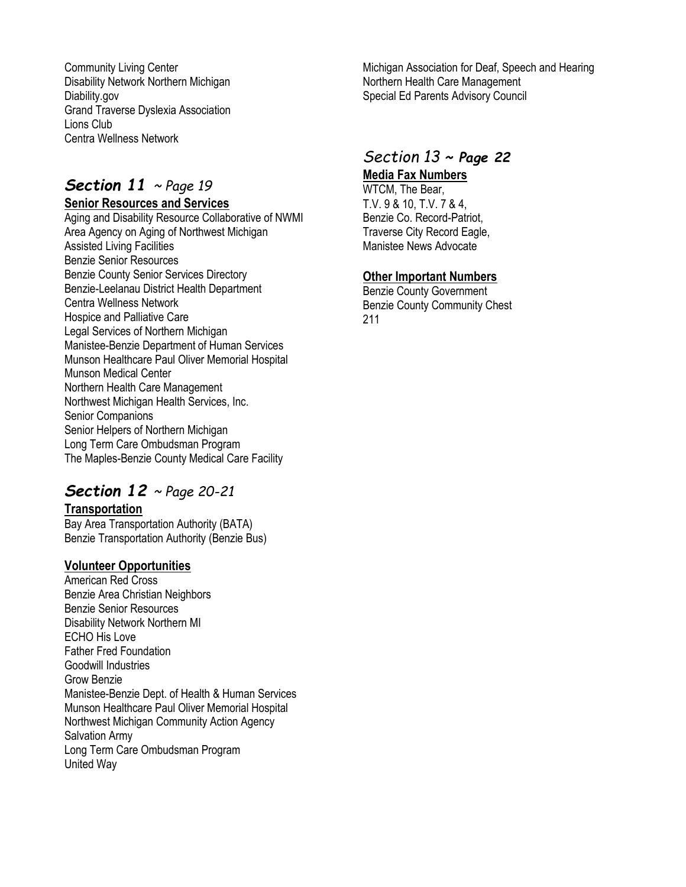Community Living Center
Disability Network Northern Michigan
Diability.gov
Grand Traverse Dyslexia Association
Lions Club
Centra Wellness Network

## *Section 11* ~ *Page 19*

**Senior Resources and Services**

Aging and Disability Resource Collaborative of NWMI
Area Agency on Aging of Northwest Michigan
Assisted Living Facilities
Benzie Senior Resources
Benzie County Senior Services Directory
Benzie-Leelanau District Health Department
Centra Wellness Network
Hospice and Palliative Care
Legal Services of Northern Michigan
Manistee-Benzie Department of Human Services
Munson Healthcare Paul Oliver Memorial Hospital
Munson Medical Center
Northern Health Care Management
Northwest Michigan Health Services, Inc.
Senior Companions
Senior Helpers of Northern Michigan
Long Term Care Ombudsman Program
The Maples-Benzie County Medical Care Facility

## *Section 12* ~ *Page 20-21*

**Transportation**

Bay Area Transportation Authority (BATA)
Benzie Transportation Authority (Benzie Bus)

**Volunteer Opportunities**

American Red Cross
Benzie Area Christian Neighbors
Benzie Senior Resources
Disability Network Northern MI
ECHO His Love
Father Fred Foundation
Goodwill Industries
Grow Benzie
Manistee-Benzie Dept. of Health & Human Services
Munson Healthcare Paul Oliver Memorial Hospital
Northwest Michigan Community Action Agency
Salvation Army
Long Term Care Ombudsman Program
United Way

Michigan Association for Deaf, Speech and Hearing
Northern Health Care Management
Special Ed Parents Advisory Council

## *Section 13* ~ *Page 22*

**Media Fax Numbers**

WTCM, The Bear,
T.V. 9 & 10, T.V. 7 & 4,
Benzie Co. Record-Patriot,
Traverse City Record Eagle,
Manistee News Advocate

**Other Important Numbers**

Benzie County Government
Benzie County Community Chest
211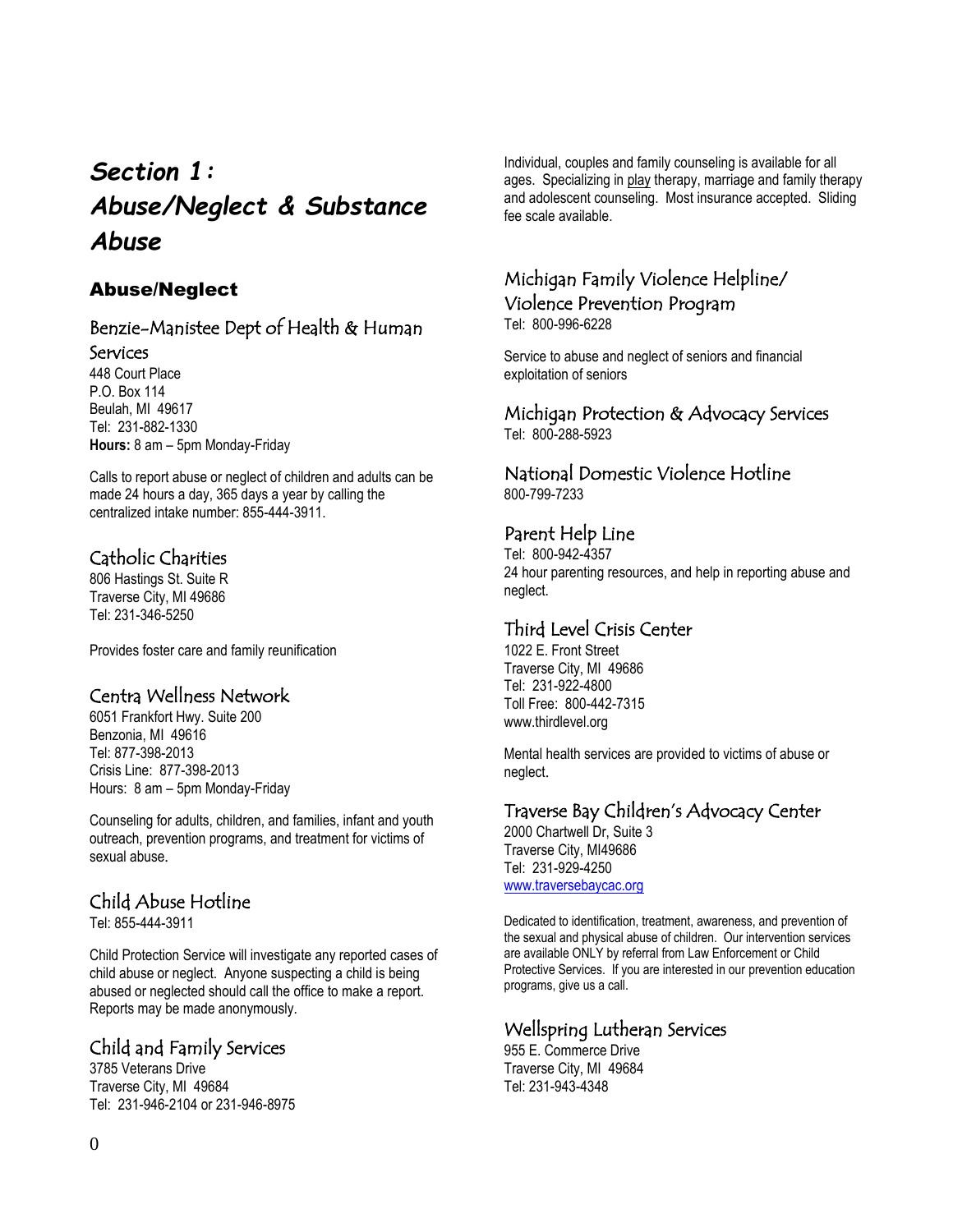# *Section 1: Abuse/Neglect & Substance Abuse*

## Abuse/Neglect

### Benzie-Manistee Dept of Health & Human Services

448 Court Place
P.O. Box 114
Beulah, MI 49617
Tel: 231-882-1330
**Hours:** 8 am – 5pm Monday-Friday

Calls to report abuse or neglect of children and adults can be made 24 hours a day, 365 days a year by calling the centralized intake number: 855-444-3911.

### Catholic Charities

806 Hastings St. Suite R
Traverse City, MI 49686
Tel: 231-346-5250

Provides foster care and family reunification

### Centra Wellness Network

6051 Frankfort Hwy. Suite 200
Benzonia, MI 49616
Tel: 877-398-2013
Crisis Line: 877-398-2013
Hours: 8 am – 5pm Monday-Friday

Counseling for adults, children, and families, infant and youth outreach, prevention programs, and treatment for victims of sexual abuse.

### Child Abuse Hotline

Tel: 855-444-3911

Child Protection Service will investigate any reported cases of child abuse or neglect. Anyone suspecting a child is being abused or neglected should call the office to make a report. Reports may be made anonymously.

### Child and Family Services

3785 Veterans Drive
Traverse City, MI 49684
Tel: 231-946-2104 or 231-946-8975

Individual, couples and family counseling is available for all ages. Specializing in play therapy, marriage and family therapy and adolescent counseling. Most insurance accepted. Sliding fee scale available.

### Michigan Family Violence Helpline/ Violence Prevention Program

Tel: 800-996-6228

Service to abuse and neglect of seniors and financial exploitation of seniors

### Michigan Protection & Advocacy Services

Tel: 800-288-5923

### National Domestic Violence Hotline

800-799-7233

### Parent Help Line

Tel: 800-942-4357
24 hour parenting resources, and help in reporting abuse and neglect.

### Third Level Crisis Center

1022 E. Front Street
Traverse City, MI 49686
Tel: 231-922-4800
Toll Free: 800-442-7315
www.thirdlevel.org

Mental health services are provided to victims of abuse or neglect.

### Traverse Bay Children's Advocacy Center

2000 Chartwell Dr, Suite 3
Traverse City, MI49686
Tel: 231-929-4250
www.traversebaycac.org

Dedicated to identification, treatment, awareness, and prevention of the sexual and physical abuse of children. Our intervention services are available ONLY by referral from Law Enforcement or Child Protective Services. If you are interested in our prevention education programs, give us a call.

### Wellspring Lutheran Services

955 E. Commerce Drive
Traverse City, MI 49684
Tel: 231-943-4348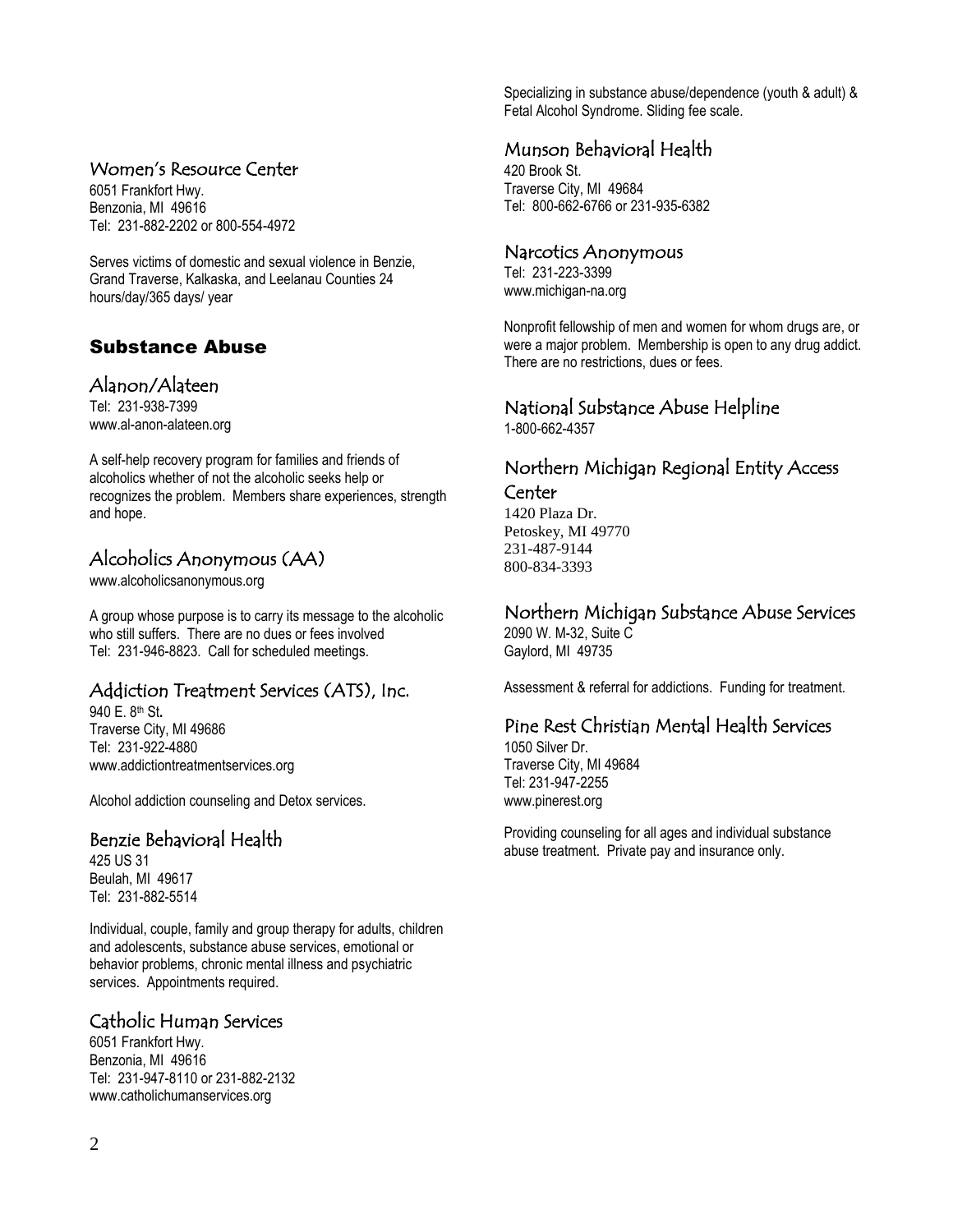### Women's Resource Center

6051 Frankfort Hwy.
Benzonia, MI 49616
Tel: 231-882-2202 or 800-554-4972

Serves victims of domestic and sexual violence in Benzie, Grand Traverse, Kalkaska, and Leelanau Counties 24 hours/day/365 days/ year

## Substance Abuse

### Alanon/Alateen

Tel: 231-938-7399
www.al-anon-alateen.org

A self-help recovery program for families and friends of alcoholics whether of not the alcoholic seeks help or recognizes the problem. Members share experiences, strength and hope.

### Alcoholics Anonymous (AA)

www.alcoholicsanonymous.org

A group whose purpose is to carry its message to the alcoholic who still suffers. There are no dues or fees involved
Tel: 231-946-8823. Call for scheduled meetings.

### Addiction Treatment Services (ATS), Inc.

940 E. 8th St.
Traverse City, MI 49686
Tel: 231-922-4880
www.addictiontreatmentservices.org

Alcohol addiction counseling and Detox services.

### Benzie Behavioral Health

425 US 31
Beulah, MI 49617
Tel: 231-882-5514

Individual, couple, family and group therapy for adults, children and adolescents, substance abuse services, emotional or behavior problems, chronic mental illness and psychiatric services. Appointments required.

### Catholic Human Services

6051 Frankfort Hwy.
Benzonia, MI 49616
Tel: 231-947-8110 or 231-882-2132
www.catholichumanservices.org

Specializing in substance abuse/dependence (youth & adult) & Fetal Alcohol Syndrome. Sliding fee scale.

### Munson Behavioral Health

420 Brook St.
Traverse City, MI 49684
Tel: 800-662-6766 or 231-935-6382

### Narcotics Anonymous

Tel: 231-223-3399
www.michigan-na.org

Nonprofit fellowship of men and women for whom drugs are, or were a major problem. Membership is open to any drug addict. There are no restrictions, dues or fees.

### National Substance Abuse Helpline

1-800-662-4357

### Northern Michigan Regional Entity Access Center

1420 Plaza Dr.
Petoskey, MI 49770
231-487-9144
800-834-3393

### Northern Michigan Substance Abuse Services

2090 W. M-32, Suite C
Gaylord, MI 49735

Assessment & referral for addictions. Funding for treatment.

### Pine Rest Christian Mental Health Services

1050 Silver Dr.
Traverse City, MI 49684
Tel: 231-947-2255
www.pinerest.org

Providing counseling for all ages and individual substance abuse treatment. Private pay and insurance only.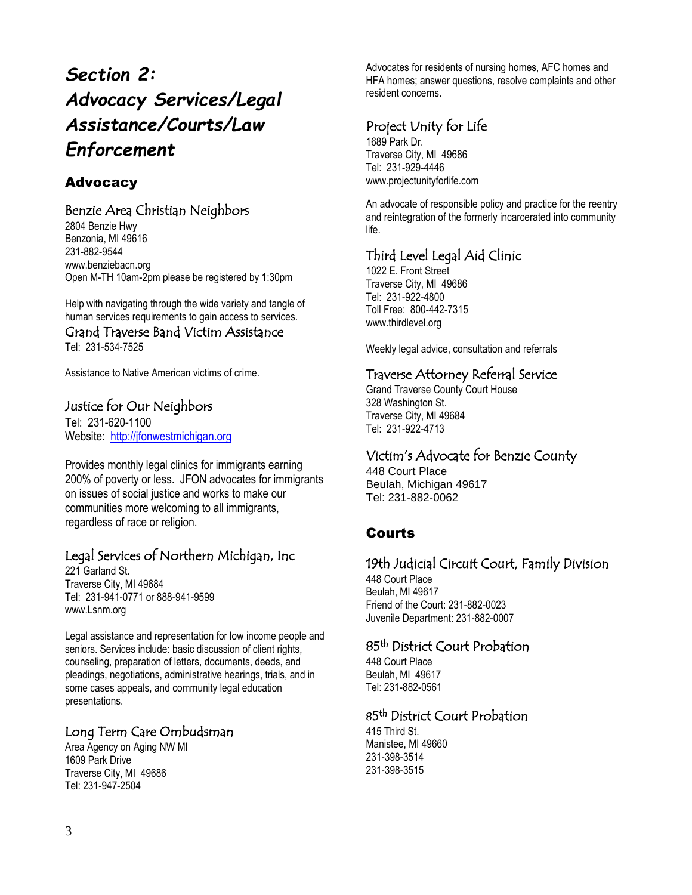# *Section 2: Advocacy Services/Legal Assistance/Courts/Law Enforcement*

## Advocacy

### Benzie Area Christian Neighbors

2804 Benzie Hwy
Benzonia, MI 49616
231-882-9544
www.benziebacn.org
Open M-TH 10am-2pm please be registered by 1:30pm

Help with navigating through the wide variety and tangle of human services requirements to gain access to services.

### Grand Traverse Band Victim Assistance

Tel: 231-534-7525

Assistance to Native American victims of crime.

### Justice for Our Neighbors

Tel: 231-620-1100
Website: [http://jfonwestmichigan.org](http://jfonwestmichigan.org)

Provides monthly legal clinics for immigrants earning 200% of poverty or less. JFON advocates for immigrants on issues of social justice and works to make our communities more welcoming to all immigrants, regardless of race or religion.

### Legal Services of Northern Michigan, Inc

221 Garland St.
Traverse City, MI 49684
Tel: 231-941-0771 or 888-941-9599
www.Lsnm.org

Legal assistance and representation for low income people and seniors. Services include: basic discussion of client rights, counseling, preparation of letters, documents, deeds, and pleadings, negotiations, administrative hearings, trials, and in some cases appeals, and community legal education presentations.

### Long Term Care Ombudsman

Area Agency on Aging NW MI
1609 Park Drive
Traverse City, MI 49686
Tel: 231-947-2504

Advocates for residents of nursing homes, AFC homes and HFA homes; answer questions, resolve complaints and other resident concerns.

### Project Unity for Life

1689 Park Dr.
Traverse City, MI 49686
Tel: 231-929-4446
www.projectunityforlife.com

An advocate of responsible policy and practice for the reentry and reintegration of the formerly incarcerated into community life.

### Third Level Legal Aid Clinic

1022 E. Front Street
Traverse City, MI 49686
Tel: 231-922-4800
Toll Free: 800-442-7315
www.thirdlevel.org

Weekly legal advice, consultation and referrals

### Traverse Attorney Referral Service

Grand Traverse County Court House
328 Washington St.
Traverse City, MI 49684
Tel: 231-922-4713

### Victim's Advocate for Benzie County

448 Court Place
Beulah, Michigan 49617
Tel: 231-882-0062

## Courts

### 19th Judicial Circuit Court, Family Division

448 Court Place
Beulah, MI 49617
Friend of the Court: 231-882-0023
Juvenile Department: 231-882-0007

### 85th District Court Probation

448 Court Place
Beulah, MI 49617
Tel: 231-882-0561

### 85th District Court Probation

415 Third St.
Manistee, MI 49660
231-398-3514
231-398-3515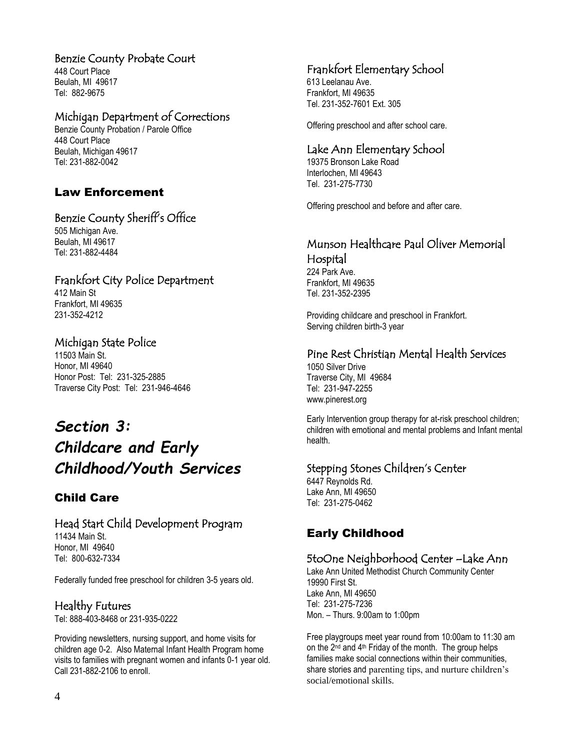### Benzie County Probate Court

448 Court Place
Beulah, MI 49617
Tel: 882-9675

### Michigan Department of Corrections

Benzie County Probation / Parole Office
448 Court Place
Beulah, Michigan 49617
Tel: 231-882-0042

## Law Enforcement

### Benzie County Sheriff's Office

505 Michigan Ave.
Beulah, MI 49617
Tel: 231-882-4484

### Frankfort City Police Department

412 Main St
Frankfort, MI 49635
231-352-4212

### Michigan State Police

11503 Main St.
Honor, MI 49640
Honor Post: Tel: 231-325-2885
Traverse City Post: Tel: 231-946-4646

# *Section 3: Childcare and Early Childhood/Youth Services*

## Child Care

### Head Start Child Development Program

11434 Main St.
Honor, MI 49640
Tel: 800-632-7334

Federally funded free preschool for children 3-5 years old.

### Healthy Futures

Tel: 888-403-8468 or 231-935-0222

Providing newsletters, nursing support, and home visits for children age 0-2. Also Maternal Infant Health Program home visits to families with pregnant women and infants 0-1 year old. Call 231-882-2106 to enroll.

### Frankfort Elementary School

613 Leelanau Ave.
Frankfort, MI 49635
Tel. 231-352-7601 Ext. 305

Offering preschool and after school care.

### Lake Ann Elementary School

19375 Bronson Lake Road
Interlochen, MI 49643
Tel. 231-275-7730

Offering preschool and before and after care.

### Munson Healthcare Paul Oliver Memorial Hospital

224 Park Ave.
Frankfort, MI 49635
Tel. 231-352-2395

Providing childcare and preschool in Frankfort.
Serving children birth-3 year

### Pine Rest Christian Mental Health Services

1050 Silver Drive
Traverse City, MI 49684
Tel: 231-947-2255
www.pinerest.org

Early Intervention group therapy for at-risk preschool children; children with emotional and mental problems and Infant mental health.

### Stepping Stones Children's Center

6447 Reynolds Rd.
Lake Ann, MI 49650
Tel: 231-275-0462

## Early Childhood

### 5toOne Neighborhood Center –Lake Ann

Lake Ann United Methodist Church Community Center
19990 First St.
Lake Ann, MI 49650
Tel: 231-275-7236
Mon. – Thurs. 9:00am to 1:00pm

Free playgroups meet year round from 10:00am to 11:30 am on the 2nd and 4th Friday of the month. The group helps families make social connections within their communities, share stories and parenting tips, and nurture children's social/emotional skills.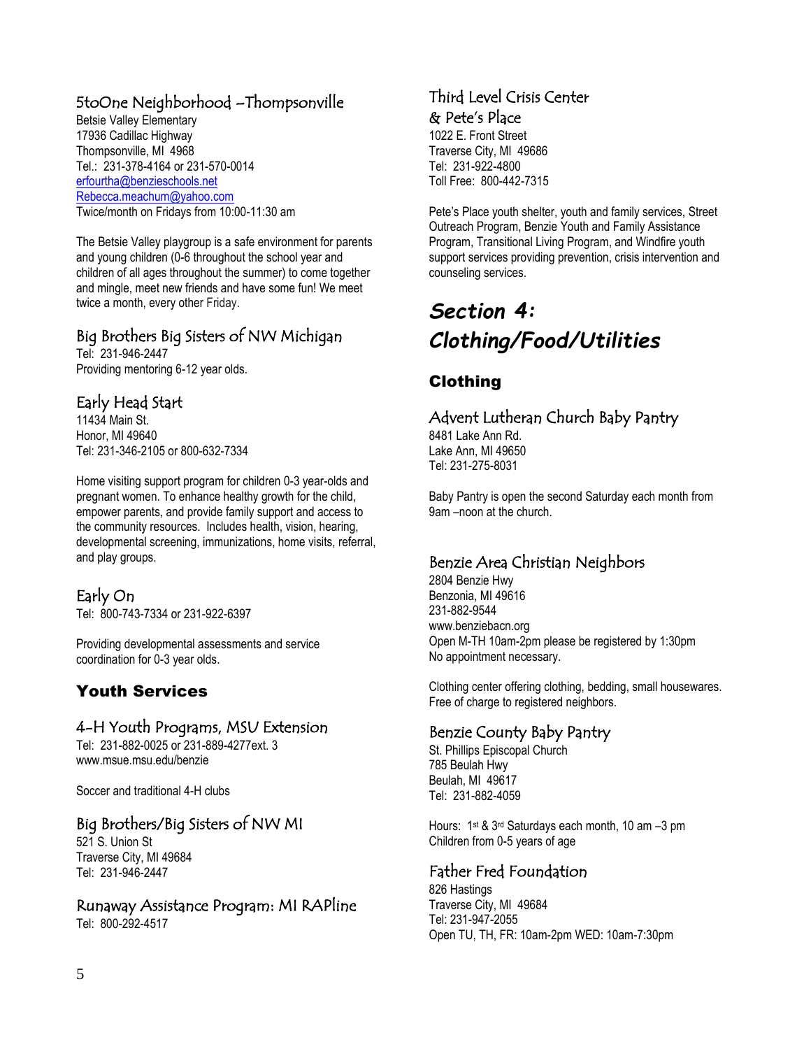### 5toOne Neighborhood –Thompsonville

Betsie Valley Elementary
17936 Cadillac Highway
Thompsonville, MI 4968
Tel.: 231-378-4164 or 231-570-0014
erfourtha@benzieschools.net
Rebecca.meachum@yahoo.com
Twice/month on Fridays from 10:00-11:30 am

The Betsie Valley playgroup is a safe environment for parents and young children (0-6 throughout the school year and children of all ages throughout the summer) to come together and mingle, meet new friends and have some fun! We meet twice a month, every other Friday.

### Big Brothers Big Sisters of NW Michigan

Tel: 231-946-2447
Providing mentoring 6-12 year olds.

### Early Head Start

11434 Main St.
Honor, MI 49640
Tel: 231-346-2105 or 800-632-7334

Home visiting support program for children 0-3 year-olds and pregnant women. To enhance healthy growth for the child, empower parents, and provide family support and access to the community resources. Includes health, vision, hearing, developmental screening, immunizations, home visits, referral, and play groups.

### Early On

Tel: 800-743-7334 or 231-922-6397

Providing developmental assessments and service coordination for 0-3 year olds.

## Youth Services

### 4-H Youth Programs, MSU Extension

Tel: 231-882-0025 or 231-889-4277ext. 3
www.msue.msu.edu/benzie

Soccer and traditional 4-H clubs

### Big Brothers/Big Sisters of NW MI

521 S. Union St
Traverse City, MI 49684
Tel: 231-946-2447

### Runaway Assistance Program: MI RAPline

Tel: 800-292-4517

### Third Level Crisis Center & Pete's Place

1022 E. Front Street
Traverse City, MI 49686
Tel: 231-922-4800
Toll Free: 800-442-7315

Pete's Place youth shelter, youth and family services, Street Outreach Program, Benzie Youth and Family Assistance Program, Transitional Living Program, and Windfire youth support services providing prevention, crisis intervention and counseling services.

# *Section 4: Clothing/Food/Utilities*

## Clothing

### Advent Lutheran Church Baby Pantry

8481 Lake Ann Rd.
Lake Ann, MI 49650
Tel: 231-275-8031

Baby Pantry is open the second Saturday each month from 9am –noon at the church.

### Benzie Area Christian Neighbors

2804 Benzie Hwy
Benzonia, MI 49616
231-882-9544
www.benziebacn.org
Open M-TH 10am-2pm please be registered by 1:30pm
No appointment necessary.

Clothing center offering clothing, bedding, small housewares. Free of charge to registered neighbors.

### Benzie County Baby Pantry

St. Phillips Episcopal Church
785 Beulah Hwy
Beulah, MI 49617
Tel: 231-882-4059

Hours: 1st & 3rd Saturdays each month, 10 am –3 pm
Children from 0-5 years of age

### Father Fred Foundation

826 Hastings
Traverse City, MI 49684
Tel: 231-947-2055
Open TU, TH, FR: 10am-2pm WED: 10am-7:30pm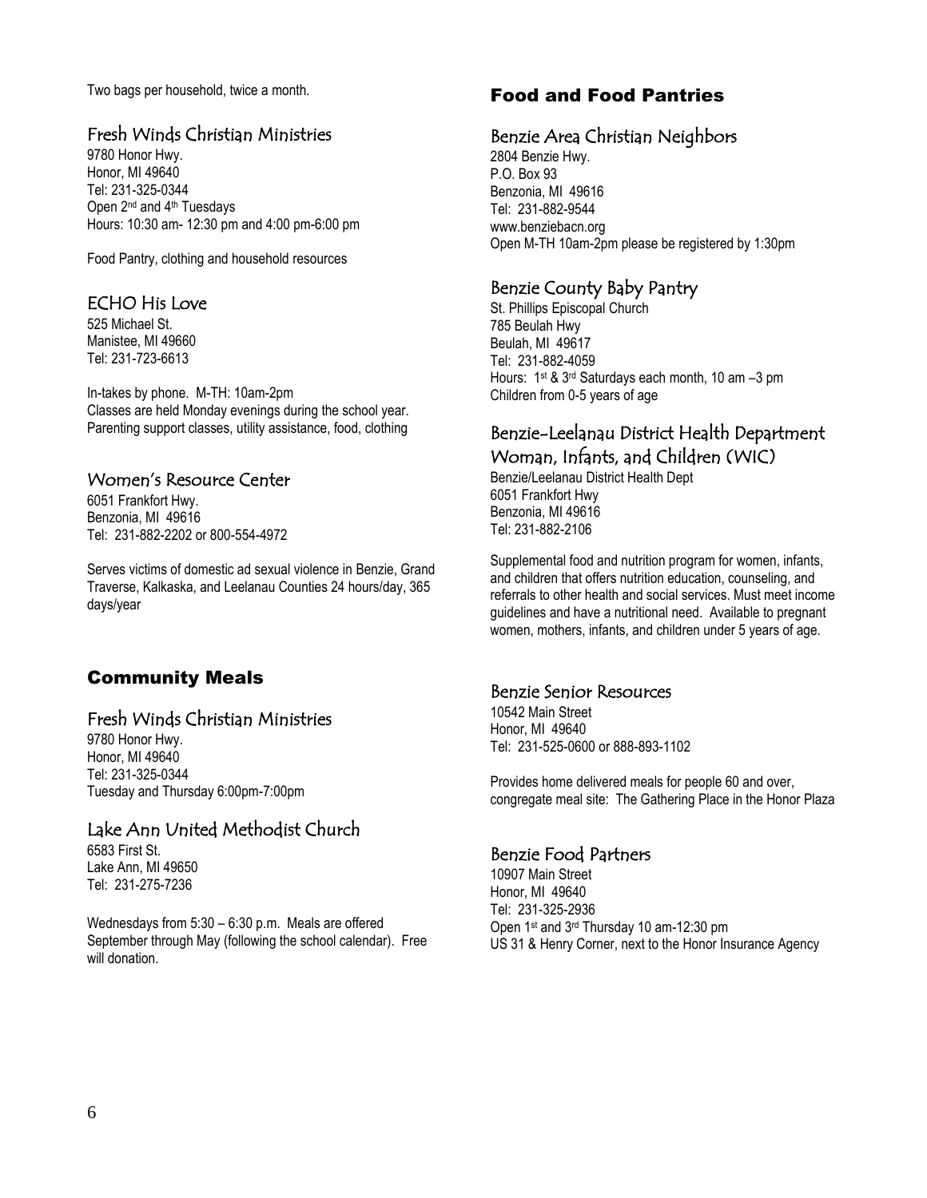Two bags per household, twice a month.

### Fresh Winds Christian Ministries

9780 Honor Hwy.
Honor, MI 49640
Tel: 231-325-0344
Open 2nd and 4th Tuesdays
Hours: 10:30 am- 12:30 pm and 4:00 pm-6:00 pm

Food Pantry, clothing and household resources

### ECHO His Love

525 Michael St.
Manistee, MI 49660
Tel: 231-723-6613

In-takes by phone. M-TH: 10am-2pm
Classes are held Monday evenings during the school year.
Parenting support classes, utility assistance, food, clothing

### Women's Resource Center

6051 Frankfort Hwy.
Benzonia, MI 49616
Tel: 231-882-2202 or 800-554-4972

Serves victims of domestic ad sexual violence in Benzie, Grand Traverse, Kalkaska, and Leelanau Counties 24 hours/day, 365 days/year

## Community Meals

### Fresh Winds Christian Ministries

9780 Honor Hwy.
Honor, MI 49640
Tel: 231-325-0344
Tuesday and Thursday 6:00pm-7:00pm

### Lake Ann United Methodist Church

6583 First St.
Lake Ann, MI 49650
Tel: 231-275-7236

Wednesdays from 5:30 – 6:30 p.m. Meals are offered September through May (following the school calendar). Free will donation.

## Food and Food Pantries

### Benzie Area Christian Neighbors

2804 Benzie Hwy.
P.O. Box 93
Benzonia, MI 49616
Tel: 231-882-9544
www.benziebacn.org
Open M-TH 10am-2pm please be registered by 1:30pm

### Benzie County Baby Pantry

St. Phillips Episcopal Church
785 Beulah Hwy
Beulah, MI 49617
Tel: 231-882-4059
Hours: 1st & 3rd Saturdays each month, 10 am –3 pm
Children from 0-5 years of age

### Benzie-Leelanau District Health Department Woman, Infants, and Children (WIC)

Benzie/Leelanau District Health Dept
6051 Frankfort Hwy
Benzonia, MI 49616
Tel: 231-882-2106

Supplemental food and nutrition program for women, infants, and children that offers nutrition education, counseling, and referrals to other health and social services. Must meet income guidelines and have a nutritional need. Available to pregnant women, mothers, infants, and children under 5 years of age.

### Benzie Senior Resources

10542 Main Street
Honor, MI 49640
Tel: 231-525-0600 or 888-893-1102

Provides home delivered meals for people 60 and over, congregate meal site: The Gathering Place in the Honor Plaza

### Benzie Food Partners

10907 Main Street
Honor, MI 49640
Tel: 231-325-2936
Open 1st and 3rd Thursday 10 am-12:30 pm
US 31 & Henry Corner, next to the Honor Insurance Agency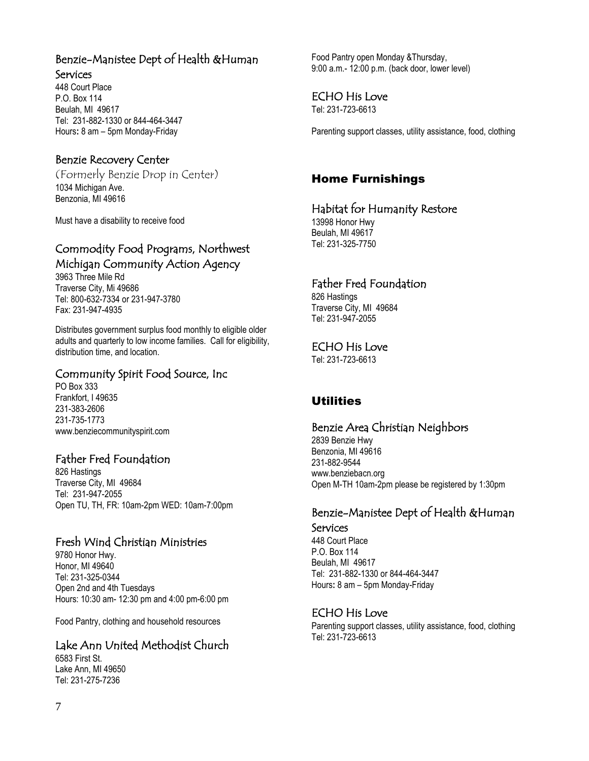### Benzie-Manistee Dept of Health &Human Services

448 Court Place
P.O. Box 114
Beulah, MI 49617
Tel: 231-882-1330 or 844-464-3447
Hours: 8 am – 5pm Monday-Friday

### Benzie Recovery Center

(Formerly Benzie Drop in Center)
1034 Michigan Ave.
Benzonia, MI 49616

Must have a disability to receive food

### Commodity Food Programs, Northwest Michigan Community Action Agency

3963 Three Mile Rd
Traverse City, Mi 49686
Tel: 800-632-7334 or 231-947-3780
Fax: 231-947-4935

Distributes government surplus food monthly to eligible older adults and quarterly to low income families. Call for eligibility, distribution time, and location.

### Community Spirit Food Source, Inc

PO Box 333
Frankfort, I 49635
231-383-2606
231-735-1773
www.benziecommunityspirit.com

### Father Fred Foundation

826 Hastings
Traverse City, MI 49684
Tel: 231-947-2055
Open TU, TH, FR: 10am-2pm WED: 10am-7:00pm

### Fresh Wind Christian Ministries

9780 Honor Hwy.
Honor, MI 49640
Tel: 231-325-0344
Open 2nd and 4th Tuesdays
Hours: 10:30 am- 12:30 pm and 4:00 pm-6:00 pm

Food Pantry, clothing and household resources

### Lake Ann United Methodist Church

6583 First St.
Lake Ann, MI 49650
Tel: 231-275-7236

Food Pantry open Monday &Thursday,
9:00 a.m.- 12:00 p.m. (back door, lower level)

### ECHO His Love

Tel: 231-723-6613

Parenting support classes, utility assistance, food, clothing

## Home Furnishings

### Habitat for Humanity Restore

13998 Honor Hwy
Beulah, MI 49617
Tel: 231-325-7750

### Father Fred Foundation

826 Hastings
Traverse City, MI 49684
Tel: 231-947-2055

### ECHO His Love

Tel: 231-723-6613

## Utilities

### Benzie Area Christian Neighbors

2839 Benzie Hwy
Benzonia, MI 49616
231-882-9544
www.benziebacn.org
Open M-TH 10am-2pm please be registered by 1:30pm

### Benzie-Manistee Dept of Health &Human Services

448 Court Place
P.O. Box 114
Beulah, MI 49617
Tel: 231-882-1330 or 844-464-3447
Hours: 8 am – 5pm Monday-Friday

### ECHO His Love

Parenting support classes, utility assistance, food, clothing
Tel: 231-723-6613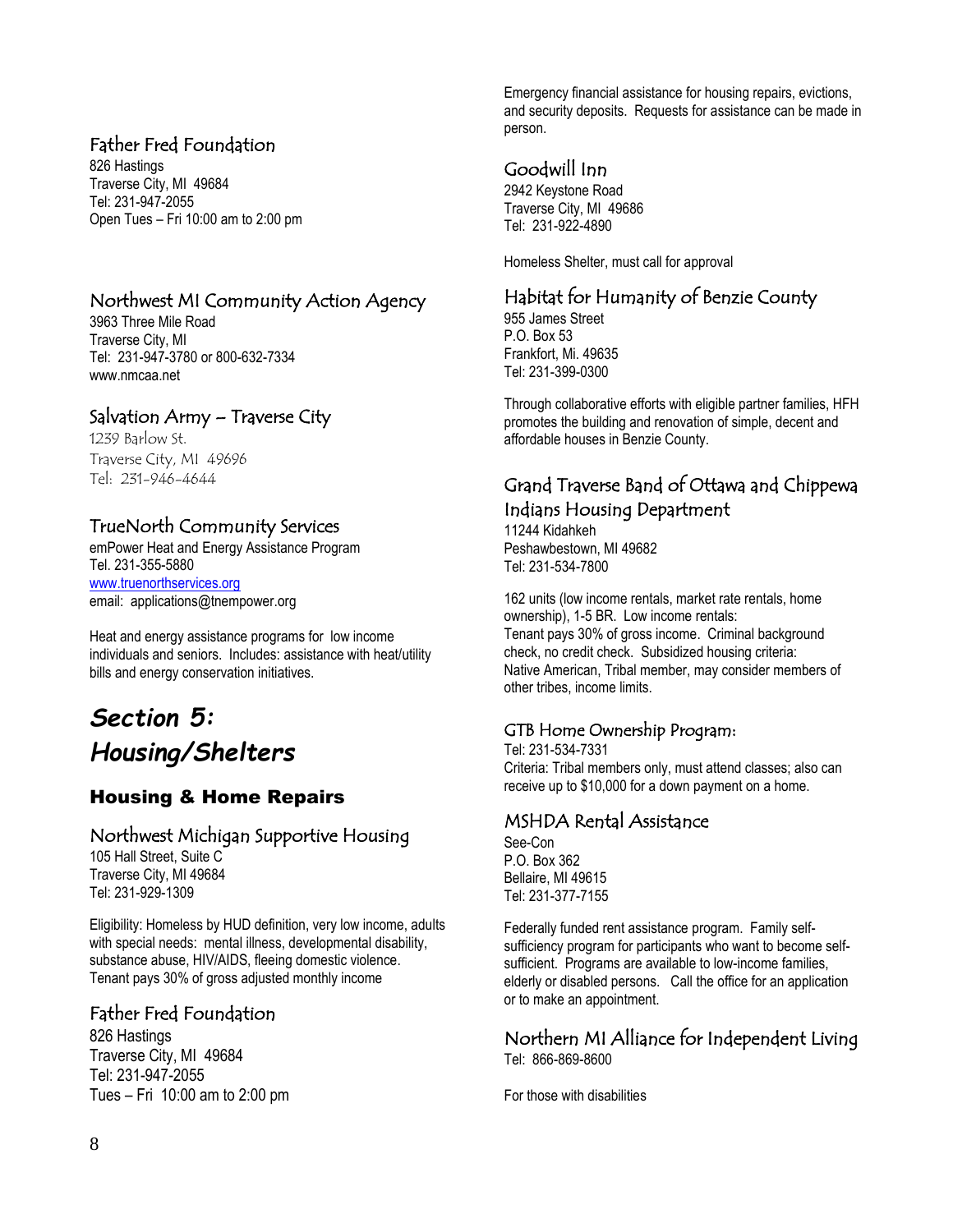### Father Fred Foundation

826 Hastings
Traverse City, MI 49684
Tel: 231-947-2055
Open Tues – Fri 10:00 am to 2:00 pm

### Northwest MI Community Action Agency

3963 Three Mile Road
Traverse City, MI
Tel: 231-947-3780 or 800-632-7334
www.nmcaa.net

### Salvation Army – Traverse City

1239 Barlow St.
Traverse City, MI 49696
Tel: 231-946-4644

### TrueNorth Community Services

emPower Heat and Energy Assistance Program
Tel. 231-355-5880
www.truenorthservices.org
email: applications@tnempower.org

Heat and energy assistance programs for low income individuals and seniors. Includes: assistance with heat/utility bills and energy conservation initiatives.

# *Section 5: Housing/Shelters*

## Housing & Home Repairs

### Northwest Michigan Supportive Housing

105 Hall Street, Suite C
Traverse City, MI 49684
Tel: 231-929-1309

Eligibility: Homeless by HUD definition, very low income, adults with special needs: mental illness, developmental disability, substance abuse, HIV/AIDS, fleeing domestic violence. Tenant pays 30% of gross adjusted monthly income

### Father Fred Foundation

826 Hastings
Traverse City, MI 49684
Tel: 231-947-2055
Tues – Fri 10:00 am to 2:00 pm

Emergency financial assistance for housing repairs, evictions, and security deposits. Requests for assistance can be made in person.

### Goodwill Inn

2942 Keystone Road
Traverse City, MI 49686
Tel: 231-922-4890

Homeless Shelter, must call for approval

### Habitat for Humanity of Benzie County

955 James Street
P.O. Box 53
Frankfort, Mi. 49635
Tel: 231-399-0300

Through collaborative efforts with eligible partner families, HFH promotes the building and renovation of simple, decent and affordable houses in Benzie County.

### Grand Traverse Band of Ottawa and Chippewa Indians Housing Department

11244 Kidahkeh
Peshawbestown, MI 49682
Tel: 231-534-7800

162 units (low income rentals, market rate rentals, home ownership), 1-5 BR. Low income rentals:
Tenant pays 30% of gross income. Criminal background check, no credit check. Subsidized housing criteria:
Native American, Tribal member, may consider members of other tribes, income limits.

#### GTB Home Ownership Program:

Tel: 231-534-7331
Criteria: Tribal members only, must attend classes; also can receive up to $10,000 for a down payment on a home.

### MSHDA Rental Assistance

See-Con
P.O. Box 362
Bellaire, MI 49615
Tel: 231-377-7155

Federally funded rent assistance program. Family self-sufficiency program for participants who want to become self-sufficient. Programs are available to low-income families, elderly or disabled persons. Call the office for an application or to make an appointment.

### Northern MI Alliance for Independent Living

Tel: 866-869-8600

For those with disabilities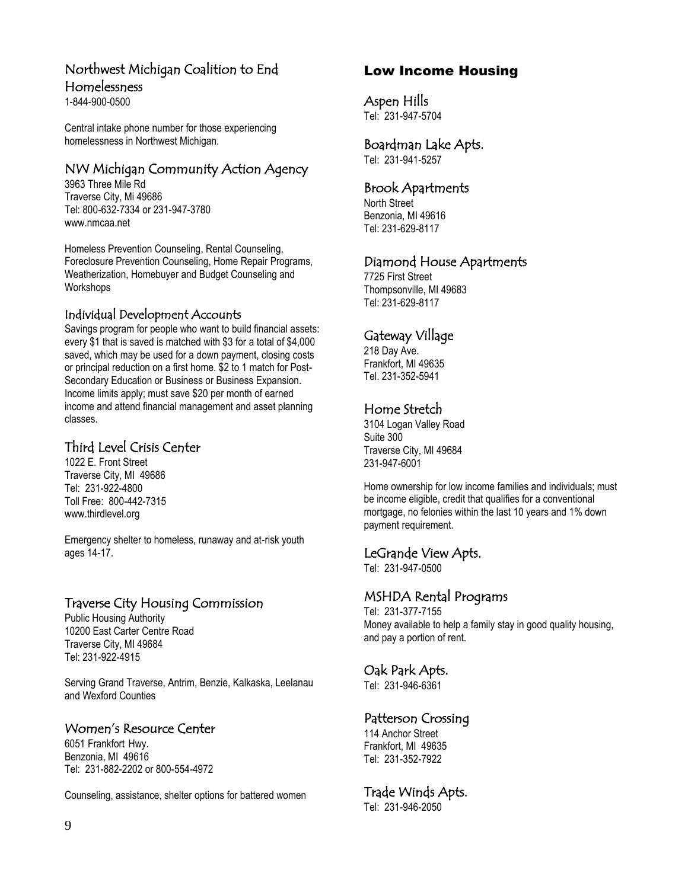## Northwest Michigan Coalition to End Homelessness

1-844-900-0500

Central intake phone number for those experiencing homelessness in Northwest Michigan.

## NW Michigan Community Action Agency

3963 Three Mile Rd
Traverse City, Mi 49686
Tel: 800-632-7334 or 231-947-3780
www.nmcaa.net

Homeless Prevention Counseling, Rental Counseling, Foreclosure Prevention Counseling, Home Repair Programs, Weatherization, Homebuyer and Budget Counseling and Workshops

### Individual Development Accounts

Savings program for people who want to build financial assets: every $1 that is saved is matched with $3 for a total of $4,000 saved, which may be used for a down payment, closing costs or principal reduction on a first home. $2 to 1 match for Post-Secondary Education or Business or Business Expansion. Income limits apply; must save $20 per month of earned income and attend financial management and asset planning classes.

## Third Level Crisis Center

1022 E. Front Street
Traverse City, MI 49686
Tel: 231-922-4800
Toll Free: 800-442-7315
www.thirdlevel.org

Emergency shelter to homeless, runaway and at-risk youth ages 14-17.

## Traverse City Housing Commission

Public Housing Authority
10200 East Carter Centre Road
Traverse City, MI 49684
Tel: 231-922-4915

Serving Grand Traverse, Antrim, Benzie, Kalkaska, Leelanau and Wexford Counties

## Women's Resource Center

6051 Frankfort Hwy.
Benzonia, MI 49616
Tel: 231-882-2202 or 800-554-4972

Counseling, assistance, shelter options for battered women

# Low Income Housing

## Aspen Hills

Tel: 231-947-5704

## Boardman Lake Apts.

Tel: 231-941-5257

## Brook Apartments

North Street
Benzonia, MI 49616
Tel: 231-629-8117

## Diamond House Apartments

7725 First Street
Thompsonville, MI 49683
Tel: 231-629-8117

## Gateway Village

218 Day Ave.
Frankfort, MI 49635
Tel. 231-352-5941

## Home Stretch

3104 Logan Valley Road
Suite 300
Traverse City, MI 49684
231-947-6001

Home ownership for low income families and individuals; must be income eligible, credit that qualifies for a conventional mortgage, no felonies within the last 10 years and 1% down payment requirement.

## LeGrande View Apts.

Tel: 231-947-0500

## MSHDA Rental Programs

Tel: 231-377-7155
Money available to help a family stay in good quality housing, and pay a portion of rent.

## Oak Park Apts.

Tel: 231-946-6361

## Patterson Crossing

114 Anchor Street
Frankfort, MI 49635
Tel: 231-352-7922

## Trade Winds Apts.

Tel: 231-946-2050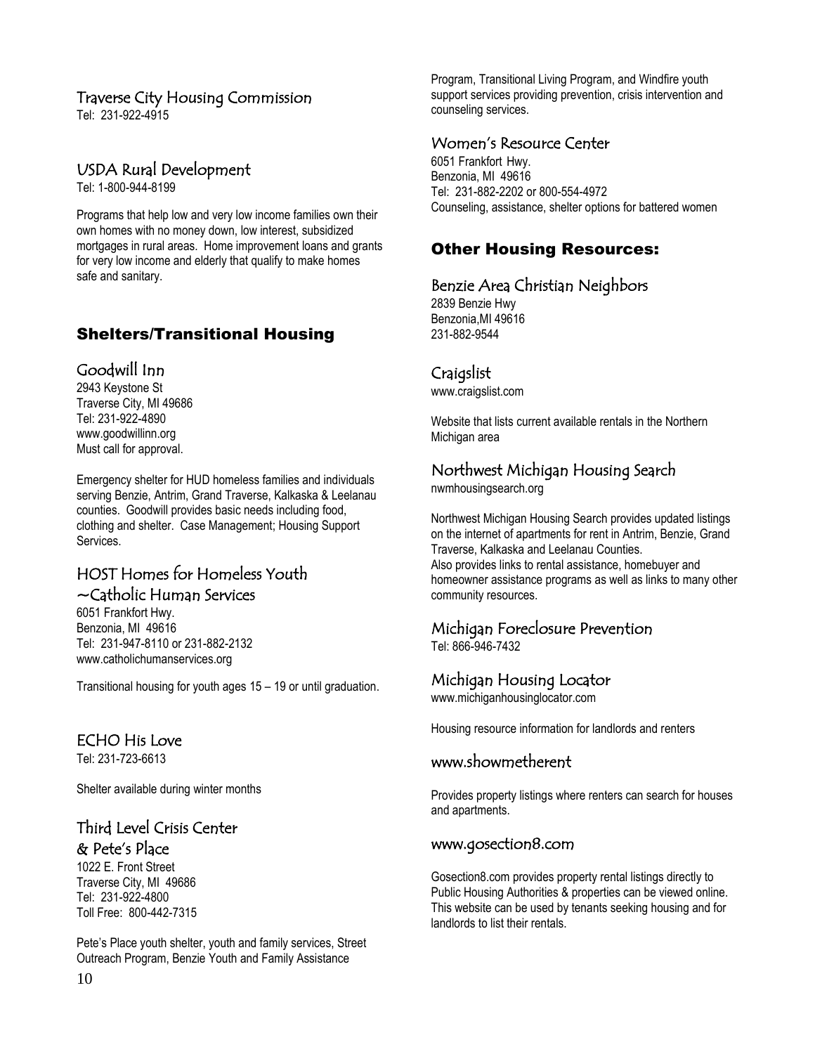### Traverse City Housing Commission

Tel: 231-922-4915

### USDA Rural Development

Tel: 1-800-944-8199

Programs that help low and very low income families own their own homes with no money down, low interest, subsidized mortgages in rural areas. Home improvement loans and grants for very low income and elderly that qualify to make homes safe and sanitary.

## Shelters/Transitional Housing

### Goodwill Inn

2943 Keystone St
Traverse City, MI 49686
Tel: 231-922-4890
www.goodwillinn.org
Must call for approval.

Emergency shelter for HUD homeless families and individuals serving Benzie, Antrim, Grand Traverse, Kalkaska & Leelanau counties. Goodwill provides basic needs including food, clothing and shelter. Case Management; Housing Support Services.

### HOST Homes for Homeless Youth ~Catholic Human Services

6051 Frankfort Hwy.
Benzonia, MI 49616
Tel: 231-947-8110 or 231-882-2132
www.catholichumanservices.org

Transitional housing for youth ages 15 – 19 or until graduation.

### ECHO His Love

Tel: 231-723-6613

Shelter available during winter months

### Third Level Crisis Center & Pete's Place

1022 E. Front Street
Traverse City, MI 49686
Tel: 231-922-4800
Toll Free: 800-442-7315

Pete's Place youth shelter, youth and family services, Street Outreach Program, Benzie Youth and Family Assistance Program, Transitional Living Program, and Windfire youth support services providing prevention, crisis intervention and counseling services.

### Women's Resource Center

6051 Frankfort Hwy.
Benzonia, MI 49616
Tel: 231-882-2202 or 800-554-4972
Counseling, assistance, shelter options for battered women

## Other Housing Resources:

### Benzie Area Christian Neighbors

2839 Benzie Hwy
Benzonia,MI 49616
231-882-9544

### Craigslist

www.craigslist.com

Website that lists current available rentals in the Northern Michigan area

### Northwest Michigan Housing Search

nwmhousingsearch.org

Northwest Michigan Housing Search provides updated listings on the internet of apartments for rent in Antrim, Benzie, Grand Traverse, Kalkaska and Leelanau Counties.
Also provides links to rental assistance, homebuyer and homeowner assistance programs as well as links to many other community resources.

### Michigan Foreclosure Prevention

Tel: 866-946-7432

### Michigan Housing Locator

www.michiganhousinglocator.com

Housing resource information for landlords and renters

### www.showmetherent

Provides property listings where renters can search for houses and apartments.

### www.gosection8.com

Gosection8.com provides property rental listings directly to Public Housing Authorities & properties can be viewed online. This website can be used by tenants seeking housing and for landlords to list their rentals.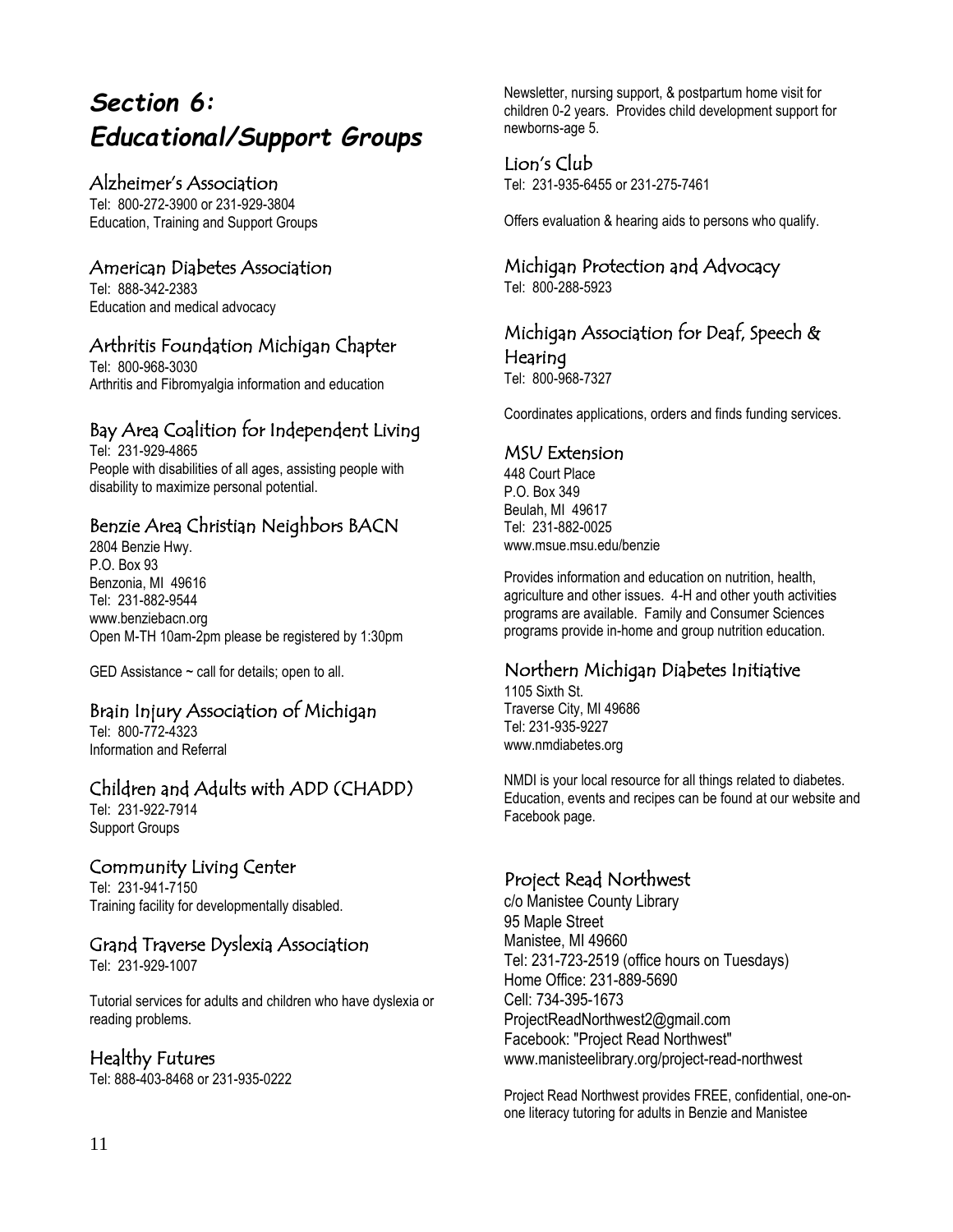# *Section 6: Educational/Support Groups*

### Alzheimer's Association

Tel: 800-272-3900 or 231-929-3804
Education, Training and Support Groups

### American Diabetes Association

Tel: 888-342-2383
Education and medical advocacy

### Arthritis Foundation Michigan Chapter

Tel: 800-968-3030
Arthritis and Fibromyalgia information and education

### Bay Area Coalition for Independent Living

Tel: 231-929-4865
People with disabilities of all ages, assisting people with disability to maximize personal potential.

### Benzie Area Christian Neighbors BACN

2804 Benzie Hwy.
P.O. Box 93
Benzonia, MI 49616
Tel: 231-882-9544
www.benziebacn.org
Open M-TH 10am-2pm please be registered by 1:30pm

GED Assistance ~ call for details; open to all.

### Brain Injury Association of Michigan

Tel: 800-772-4323
Information and Referral

### Children and Adults with ADD (CHADD)

Tel: 231-922-7914
Support Groups

### Community Living Center

Tel: 231-941-7150
Training facility for developmentally disabled.

### Grand Traverse Dyslexia Association

Tel: 231-929-1007

Tutorial services for adults and children who have dyslexia or reading problems.

### Healthy Futures

Tel: 888-403-8468 or 231-935-0222

Newsletter, nursing support, & postpartum home visit for children 0-2 years. Provides child development support for newborns-age 5.

### Lion's Club

Tel: 231-935-6455 or 231-275-7461

Offers evaluation & hearing aids to persons who qualify.

### Michigan Protection and Advocacy

Tel: 800-288-5923

### Michigan Association for Deaf, Speech & Hearing

Tel: 800-968-7327

Coordinates applications, orders and finds funding services.

### MSU Extension

448 Court Place
P.O. Box 349
Beulah, MI 49617
Tel: 231-882-0025
www.msue.msu.edu/benzie

Provides information and education on nutrition, health, agriculture and other issues. 4-H and other youth activities programs are available. Family and Consumer Sciences programs provide in-home and group nutrition education.

### Northern Michigan Diabetes Initiative

1105 Sixth St.
Traverse City, MI 49686
Tel: 231-935-9227
www.nmdiabetes.org

NMDI is your local resource for all things related to diabetes. Education, events and recipes can be found at our website and Facebook page.

### Project Read Northwest

c/o Manistee County Library
95 Maple Street
Manistee, MI 49660
Tel: 231-723-2519 (office hours on Tuesdays)
Home Office: 231-889-5690
Cell: 734-395-1673
ProjectReadNorthwest2@gmail.com
Facebook: "Project Read Northwest"
www.manisteelibrary.org/project-read-northwest

Project Read Northwest provides FREE, confidential, one-on-one literacy tutoring for adults in Benzie and Manistee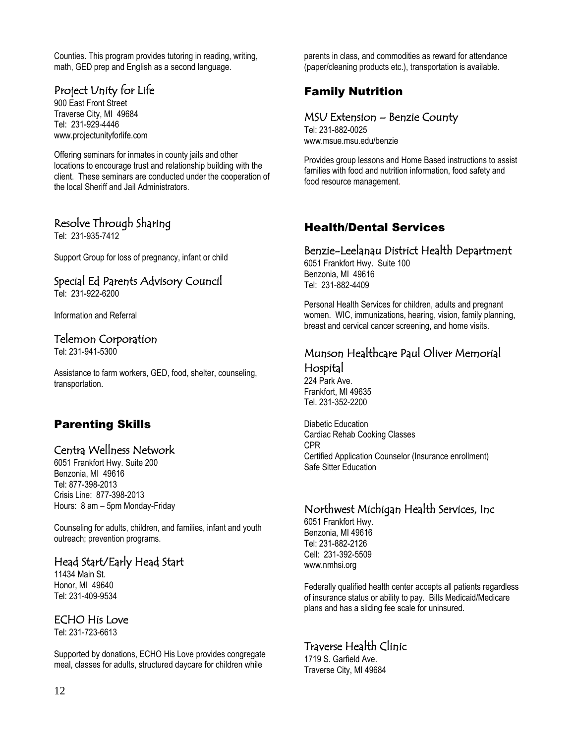Counties. This program provides tutoring in reading, writing, math, GED prep and English as a second language.

### Project Unity for Life

900 East Front Street
Traverse City, MI 49684
Tel: 231-929-4446
www.projectunityforlife.com

Offering seminars for inmates in county jails and other locations to encourage trust and relationship building with the client. These seminars are conducted under the cooperation of the local Sheriff and Jail Administrators.

### Resolve Through Sharing

Tel: 231-935-7412

Support Group for loss of pregnancy, infant or child

### Special Ed Parents Advisory Council

Tel: 231-922-6200

Information and Referral

### Telemon Corporation

Tel: 231-941-5300

Assistance to farm workers, GED, food, shelter, counseling, transportation.

## Parenting Skills

### Centra Wellness Network

6051 Frankfort Hwy. Suite 200
Benzonia, MI 49616
Tel: 877-398-2013
Crisis Line: 877-398-2013
Hours: 8 am – 5pm Monday-Friday

Counseling for adults, children, and families, infant and youth outreach; prevention programs.

### Head Start/Early Head Start

11434 Main St.
Honor, MI 49640
Tel: 231-409-9534

### ECHO His Love

Tel: 231-723-6613

Supported by donations, ECHO His Love provides congregate meal, classes for adults, structured daycare for children while parents in class, and commodities as reward for attendance (paper/cleaning products etc.), transportation is available.

## Family Nutrition

### MSU Extension – Benzie County

Tel: 231-882-0025
www.msue.msu.edu/benzie

Provides group lessons and Home Based instructions to assist families with food and nutrition information, food safety and food resource management.

## Health/Dental Services

### Benzie-Leelanau District Health Department

6051 Frankfort Hwy. Suite 100
Benzonia, MI 49616
Tel: 231-882-4409

Personal Health Services for children, adults and pregnant women. WIC, immunizations, hearing, vision, family planning, breast and cervical cancer screening, and home visits.

### Munson Healthcare Paul Oliver Memorial Hospital

224 Park Ave.
Frankfort, MI 49635
Tel. 231-352-2200

Diabetic Education
Cardiac Rehab Cooking Classes
CPR
Certified Application Counselor (Insurance enrollment)
Safe Sitter Education

### Northwest Michigan Health Services, Inc

6051 Frankfort Hwy.
Benzonia, MI 49616
Tel: 231-882-2126
Cell: 231-392-5509
www.nmhsi.org

Federally qualified health center accepts all patients regardless of insurance status or ability to pay. Bills Medicaid/Medicare plans and has a sliding fee scale for uninsured.

### Traverse Health Clinic

1719 S. Garfield Ave.
Traverse City, MI 49684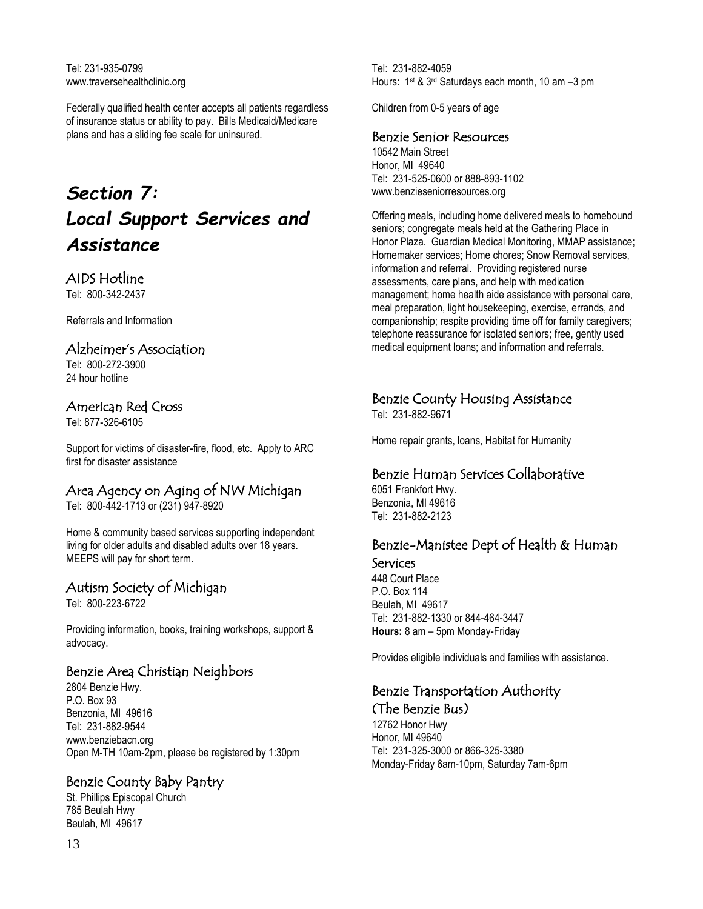Tel: 231-935-0799
www.traversehealthclinic.org

Federally qualified health center accepts all patients regardless of insurance status or ability to pay. Bills Medicaid/Medicare plans and has a sliding fee scale for uninsured.

# *Section 7: Local Support Services and Assistance*

## AIDS Hotline

Tel: 800-342-2437

Referrals and Information

## Alzheimer's Association

Tel: 800-272-3900
24 hour hotline

## American Red Cross

Tel: 877-326-6105

Support for victims of disaster-fire, flood, etc. Apply to ARC first for disaster assistance

## Area Agency on Aging of NW Michigan

Tel: 800-442-1713 or (231) 947-8920

Home & community based services supporting independent living for older adults and disabled adults over 18 years. MEEPS will pay for short term.

## Autism Society of Michigan

Tel: 800-223-6722

Providing information, books, training workshops, support & advocacy.

## Benzie Area Christian Neighbors

2804 Benzie Hwy.
P.O. Box 93
Benzonia, MI 49616
Tel: 231-882-9544
www.benziebacn.org
Open M-TH 10am-2pm, please be registered by 1:30pm

## Benzie County Baby Pantry

St. Phillips Episcopal Church
785 Beulah Hwy
Beulah, MI 49617
Tel: 231-882-4059
Hours: 1st & 3rd Saturdays each month, 10 am –3 pm

Children from 0-5 years of age

## Benzie Senior Resources

10542 Main Street
Honor, MI 49640
Tel: 231-525-0600 or 888-893-1102
www.benzieseniorresources.org

Offering meals, including home delivered meals to homebound seniors; congregate meals held at the Gathering Place in Honor Plaza. Guardian Medical Monitoring, MMAP assistance; Homemaker services; Home chores; Snow Removal services, information and referral. Providing registered nurse assessments, care plans, and help with medication management; home health aide assistance with personal care, meal preparation, light housekeeping, exercise, errands, and companionship; respite providing time off for family caregivers; telephone reassurance for isolated seniors; free, gently used medical equipment loans; and information and referrals.

## Benzie County Housing Assistance

Tel: 231-882-9671

Home repair grants, loans, Habitat for Humanity

## Benzie Human Services Collaborative

6051 Frankfort Hwy.
Benzonia, MI 49616
Tel: 231-882-2123

## Benzie-Manistee Dept of Health & Human Services

448 Court Place
P.O. Box 114
Beulah, MI 49617
Tel: 231-882-1330 or 844-464-3447
**Hours:** 8 am – 5pm Monday-Friday

Provides eligible individuals and families with assistance.

## Benzie Transportation Authority (The Benzie Bus)

12762 Honor Hwy
Honor, MI 49640
Tel: 231-325-3000 or 866-325-3380
Monday-Friday 6am-10pm, Saturday 7am-6pm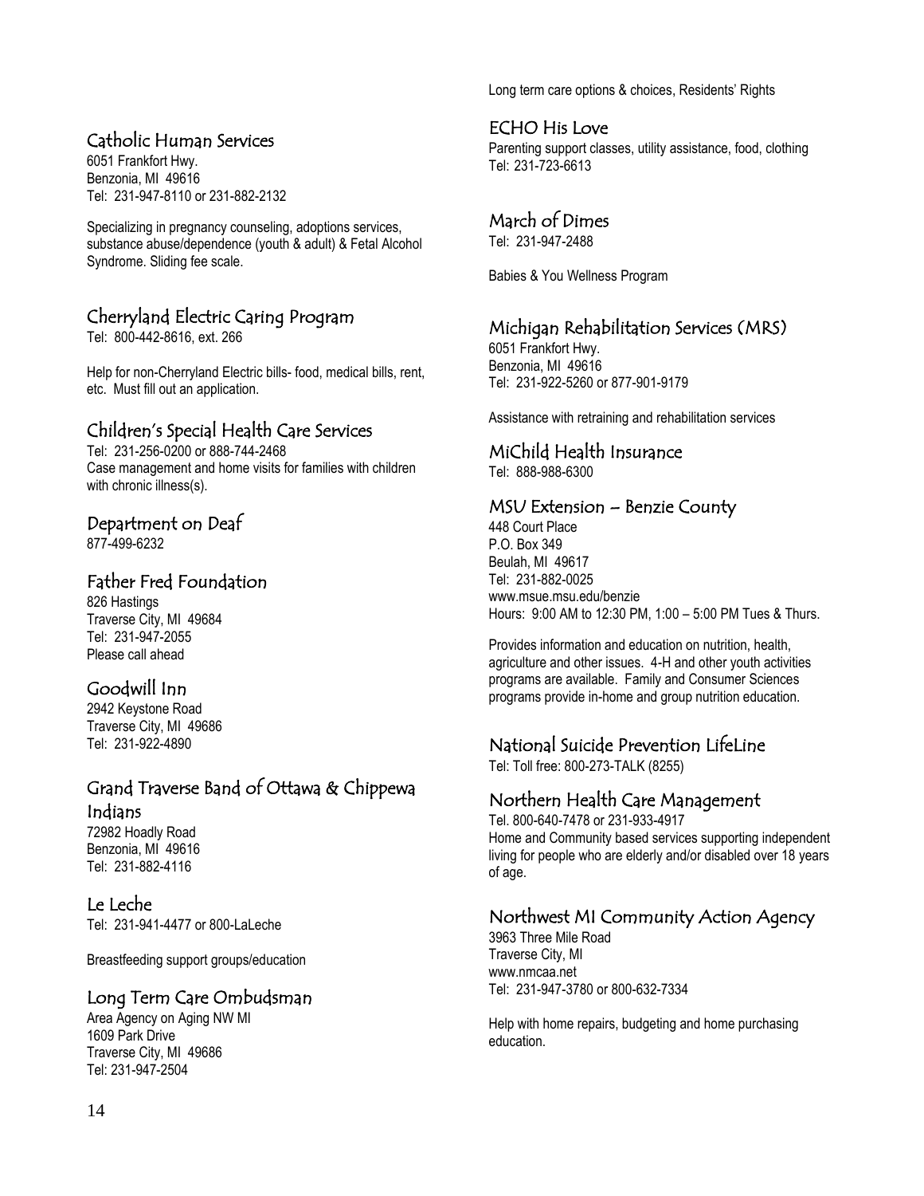## Catholic Human Services

6051 Frankfort Hwy.
Benzonia, MI 49616
Tel: 231-947-8110 or 231-882-2132

Specializing in pregnancy counseling, adoptions services, substance abuse/dependence (youth & adult) & Fetal Alcohol Syndrome. Sliding fee scale.

## Cherryland Electric Caring Program

Tel: 800-442-8616, ext. 266

Help for non-Cherryland Electric bills- food, medical bills, rent, etc. Must fill out an application.

## Children's Special Health Care Services

Tel: 231-256-0200 or 888-744-2468
Case management and home visits for families with children with chronic illness(s).

## Department on Deaf

877-499-6232

## Father Fred Foundation

826 Hastings
Traverse City, MI 49684
Tel: 231-947-2055
Please call ahead

## Goodwill Inn

2942 Keystone Road
Traverse City, MI 49686
Tel: 231-922-4890

## Grand Traverse Band of Ottawa & Chippewa Indians

72982 Hoadly Road
Benzonia, MI 49616
Tel: 231-882-4116

## Le Leche

Tel: 231-941-4477 or 800-LaLeche

Breastfeeding support groups/education

## Long Term Care Ombudsman

Area Agency on Aging NW MI
1609 Park Drive
Traverse City, MI 49686
Tel: 231-947-2504

Long term care options & choices, Residents' Rights

## ECHO His Love

Parenting support classes, utility assistance, food, clothing
Tel: 231-723-6613

## March of Dimes

Tel: 231-947-2488

Babies & You Wellness Program

## Michigan Rehabilitation Services (MRS)

6051 Frankfort Hwy.
Benzonia, MI 49616
Tel: 231-922-5260 or 877-901-9179

Assistance with retraining and rehabilitation services

## MiChild Health Insurance

Tel: 888-988-6300

## MSU Extension – Benzie County

448 Court Place
P.O. Box 349
Beulah, MI 49617
Tel: 231-882-0025
www.msue.msu.edu/benzie
Hours: 9:00 AM to 12:30 PM, 1:00 – 5:00 PM Tues & Thurs.

Provides information and education on nutrition, health, agriculture and other issues. 4-H and other youth activities programs are available. Family and Consumer Sciences programs provide in-home and group nutrition education.

## National Suicide Prevention LifeLine

Tel: Toll free: 800-273-TALK (8255)

## Northern Health Care Management

Tel. 800-640-7478 or 231-933-4917
Home and Community based services supporting independent living for people who are elderly and/or disabled over 18 years of age.

## Northwest MI Community Action Agency

3963 Three Mile Road
Traverse City, MI
www.nmcaa.net
Tel: 231-947-3780 or 800-632-7334

Help with home repairs, budgeting and home purchasing education.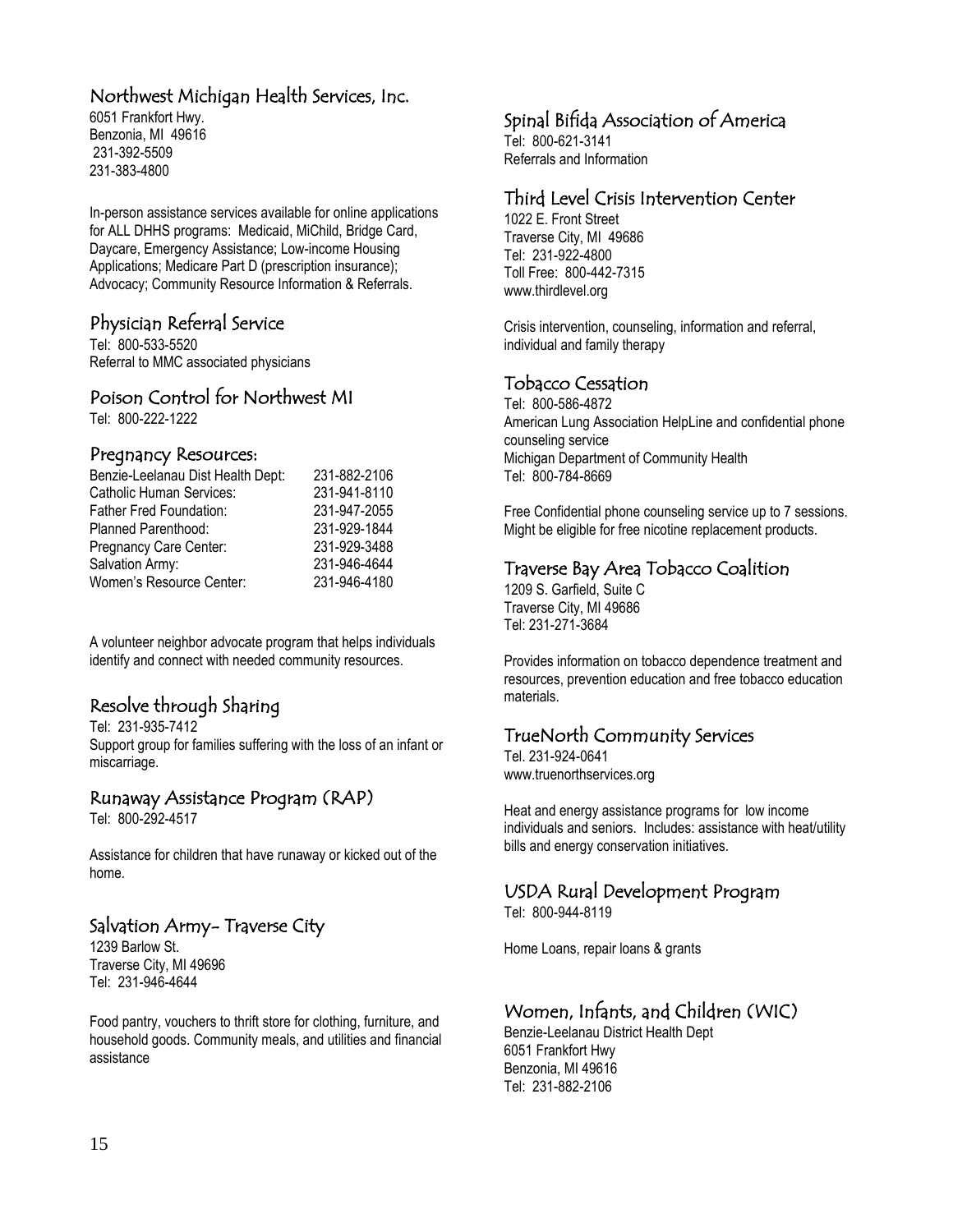## Northwest Michigan Health Services, Inc.

6051 Frankfort Hwy.
Benzonia, MI 49616
231-392-5509
231-383-4800

In-person assistance services available for online applications for ALL DHHS programs: Medicaid, MiChild, Bridge Card, Daycare, Emergency Assistance; Low-income Housing Applications; Medicare Part D (prescription insurance); Advocacy; Community Resource Information & Referrals.

## Physician Referral Service

Tel: 800-533-5520
Referral to MMC associated physicians

## Poison Control for Northwest MI

Tel: 800-222-1222

## Pregnancy Resources:

| | |
|---|---|
| Benzie-Leelanau Dist Health Dept: | 231-882-2106 |
| Catholic Human Services: | 231-941-8110 |
| Father Fred Foundation: | 231-947-2055 |
| Planned Parenthood: | 231-929-1844 |
| Pregnancy Care Center: | 231-929-3488 |
| Salvation Army: | 231-946-4644 |
| Women's Resource Center: | 231-946-4180 |

A volunteer neighbor advocate program that helps individuals identify and connect with needed community resources.

## Resolve through Sharing

Tel: 231-935-7412
Support group for families suffering with the loss of an infant or miscarriage.

## Runaway Assistance Program (RAP)

Tel: 800-292-4517

Assistance for children that have runaway or kicked out of the home.

## Salvation Army- Traverse City

1239 Barlow St.
Traverse City, MI 49696
Tel: 231-946-4644

Food pantry, vouchers to thrift store for clothing, furniture, and household goods. Community meals, and utilities and financial assistance

## Spinal Bifida Association of America

Tel: 800-621-3141
Referrals and Information

## Third Level Crisis Intervention Center

1022 E. Front Street
Traverse City, MI 49686
Tel: 231-922-4800
Toll Free: 800-442-7315
www.thirdlevel.org

Crisis intervention, counseling, information and referral, individual and family therapy

## Tobacco Cessation

Tel: 800-586-4872
American Lung Association HelpLine and confidential phone counseling service
Michigan Department of Community Health
Tel: 800-784-8669

Free Confidential phone counseling service up to 7 sessions. Might be eligible for free nicotine replacement products.

## Traverse Bay Area Tobacco Coalition

1209 S. Garfield, Suite C
Traverse City, MI 49686
Tel: 231-271-3684

Provides information on tobacco dependence treatment and resources, prevention education and free tobacco education materials.

## TrueNorth Community Services

Tel. 231-924-0641
www.truenorthservices.org

Heat and energy assistance programs for low income individuals and seniors. Includes: assistance with heat/utility bills and energy conservation initiatives.

## USDA Rural Development Program

Tel: 800-944-8119

Home Loans, repair loans & grants

## Women, Infants, and Children (WIC)

Benzie-Leelanau District Health Dept
6051 Frankfort Hwy
Benzonia, MI 49616
Tel: 231-882-2106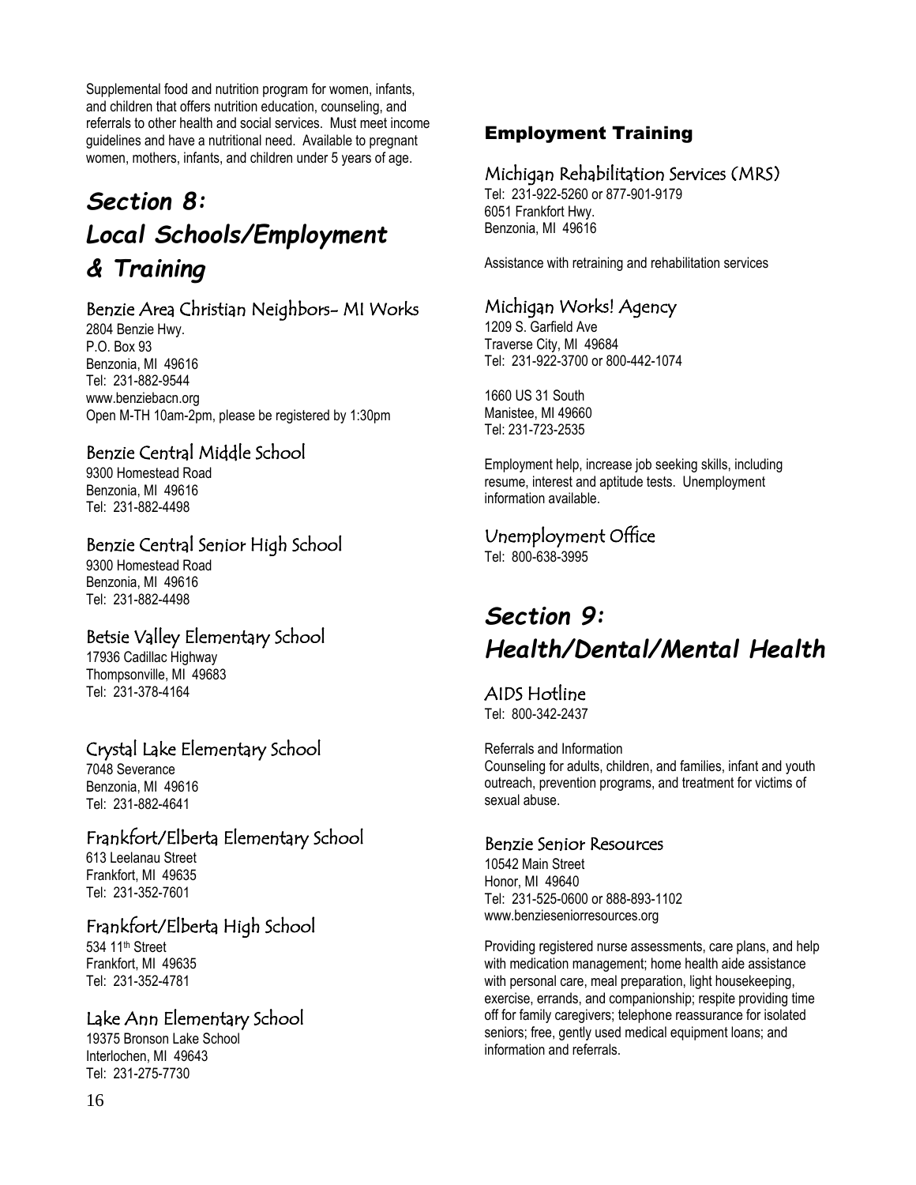Supplemental food and nutrition program for women, infants, and children that offers nutrition education, counseling, and referrals to other health and social services. Must meet income guidelines and have a nutritional need. Available to pregnant women, mothers, infants, and children under 5 years of age.

# *Section 8: Local Schools/Employment & Training*

### Benzie Area Christian Neighbors- MI Works

2804 Benzie Hwy.
P.O. Box 93
Benzonia, MI 49616
Tel: 231-882-9544
www.benziebacn.org
Open M-TH 10am-2pm, please be registered by 1:30pm

### Benzie Central Middle School

9300 Homestead Road
Benzonia, MI 49616
Tel: 231-882-4498

### Benzie Central Senior High School

9300 Homestead Road
Benzonia, MI 49616
Tel: 231-882-4498

### Betsie Valley Elementary School

17936 Cadillac Highway
Thompsonville, MI 49683
Tel: 231-378-4164

### Crystal Lake Elementary School

7048 Severance
Benzonia, MI 49616
Tel: 231-882-4641

### Frankfort/Elberta Elementary School

613 Leelanau Street
Frankfort, MI 49635
Tel: 231-352-7601

### Frankfort/Elberta High School

534 11th Street
Frankfort, MI 49635
Tel: 231-352-4781

### Lake Ann Elementary School

19375 Bronson Lake School
Interlochen, MI 49643
Tel: 231-275-7730

## Employment Training

### Michigan Rehabilitation Services (MRS)

Tel: 231-922-5260 or 877-901-9179
6051 Frankfort Hwy.
Benzonia, MI 49616

Assistance with retraining and rehabilitation services

### Michigan Works! Agency

1209 S. Garfield Ave
Traverse City, MI 49684
Tel: 231-922-3700 or 800-442-1074

1660 US 31 South
Manistee, MI 49660
Tel: 231-723-2535

Employment help, increase job seeking skills, including resume, interest and aptitude tests. Unemployment information available.

### Unemployment Office

Tel: 800-638-3995

# *Section 9: Health/Dental/Mental Health*

### AIDS Hotline

Tel: 800-342-2437

Referrals and Information
Counseling for adults, children, and families, infant and youth outreach, prevention programs, and treatment for victims of sexual abuse.

### Benzie Senior Resources

10542 Main Street
Honor, MI 49640
Tel: 231-525-0600 or 888-893-1102
www.benzieseniorresources.org

Providing registered nurse assessments, care plans, and help with medication management; home health aide assistance with personal care, meal preparation, light housekeeping, exercise, errands, and companionship; respite providing time off for family caregivers; telephone reassurance for isolated seniors; free, gently used medical equipment loans; and information and referrals.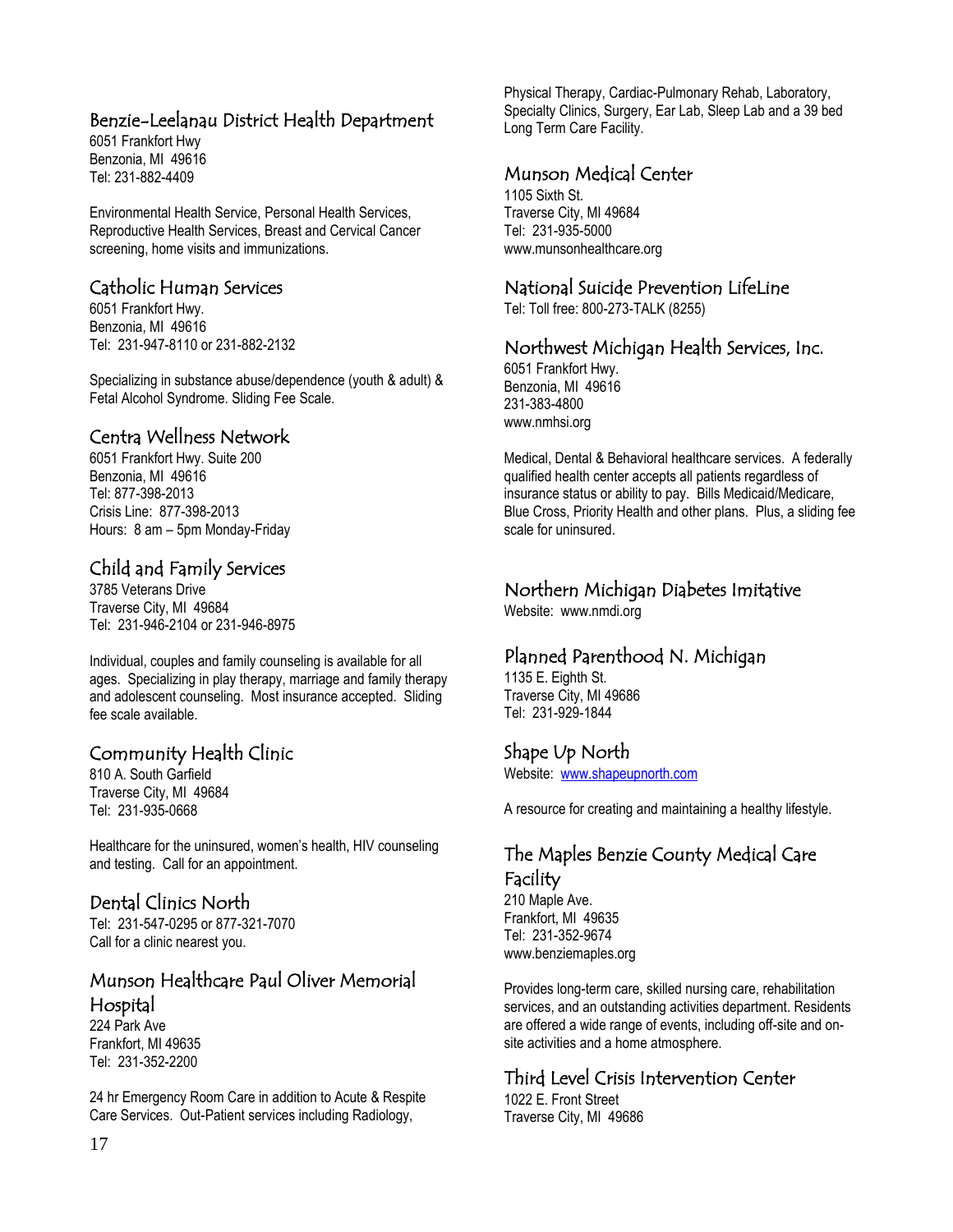## Benzie-Leelanau District Health Department

6051 Frankfort Hwy
Benzonia, MI 49616
Tel: 231-882-4409

Environmental Health Service, Personal Health Services, Reproductive Health Services, Breast and Cervical Cancer screening, home visits and immunizations.

## Catholic Human Services

6051 Frankfort Hwy.
Benzonia, MI 49616
Tel: 231-947-8110 or 231-882-2132

Specializing in substance abuse/dependence (youth & adult) & Fetal Alcohol Syndrome. Sliding Fee Scale.

## Centra Wellness Network

6051 Frankfort Hwy. Suite 200
Benzonia, MI 49616
Tel: 877-398-2013
Crisis Line: 877-398-2013
Hours: 8 am – 5pm Monday-Friday

## Child and Family Services

3785 Veterans Drive
Traverse City, MI 49684
Tel: 231-946-2104 or 231-946-8975

Individual, couples and family counseling is available for all ages. Specializing in play therapy, marriage and family therapy and adolescent counseling. Most insurance accepted. Sliding fee scale available.

## Community Health Clinic

810 A. South Garfield
Traverse City, MI 49684
Tel: 231-935-0668

Healthcare for the uninsured, women's health, HIV counseling and testing. Call for an appointment.

## Dental Clinics North

Tel: 231-547-0295 or 877-321-7070
Call for a clinic nearest you.

## Munson Healthcare Paul Oliver Memorial Hospital

224 Park Ave
Frankfort, MI 49635
Tel: 231-352-2200

24 hr Emergency Room Care in addition to Acute & Respite Care Services. Out-Patient services including Radiology, Physical Therapy, Cardiac-Pulmonary Rehab, Laboratory, Specialty Clinics, Surgery, Ear Lab, Sleep Lab and a 39 bed Long Term Care Facility.

## Munson Medical Center

1105 Sixth St.
Traverse City, MI 49684
Tel: 231-935-5000
www.munsonhealthcare.org

## National Suicide Prevention LifeLine

Tel: Toll free: 800-273-TALK (8255)

## Northwest Michigan Health Services, Inc.

6051 Frankfort Hwy.
Benzonia, MI 49616
231-383-4800
www.nmhsi.org

Medical, Dental & Behavioral healthcare services. A federally qualified health center accepts all patients regardless of insurance status or ability to pay. Bills Medicaid/Medicare, Blue Cross, Priority Health and other plans. Plus, a sliding fee scale for uninsured.

## Northern Michigan Diabetes Imitative

Website: www.nmdi.org

## Planned Parenthood N. Michigan

1135 E. Eighth St.
Traverse City, MI 49686
Tel: 231-929-1844

## Shape Up North

Website: www.shapeupnorth.com

A resource for creating and maintaining a healthy lifestyle.

## The Maples Benzie County Medical Care Facility

210 Maple Ave.
Frankfort, MI 49635
Tel: 231-352-9674
www.benziemaples.org

Provides long-term care, skilled nursing care, rehabilitation services, and an outstanding activities department. Residents are offered a wide range of events, including off-site and on-site activities and a home atmosphere.

## Third Level Crisis Intervention Center

1022 E. Front Street
Traverse City, MI 49686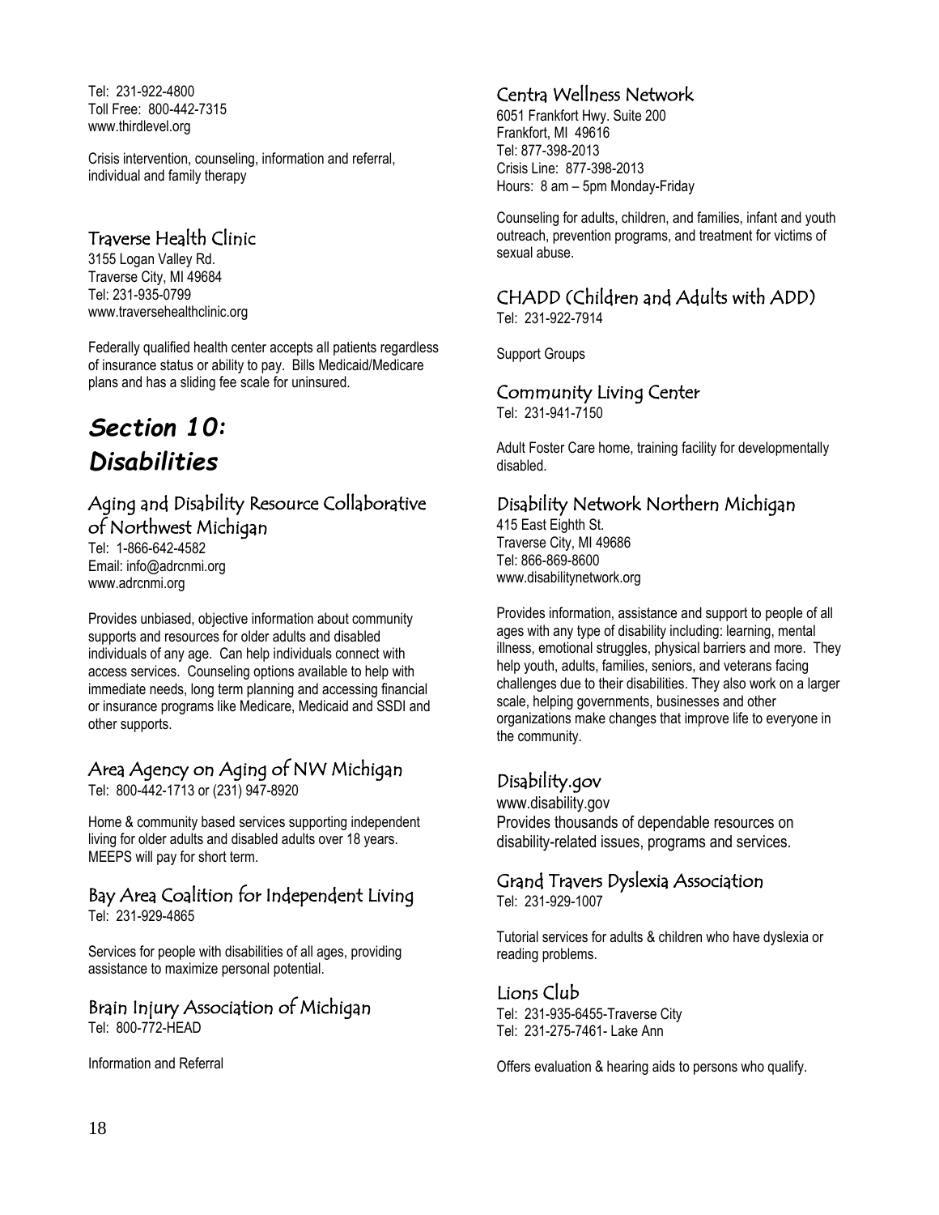Tel: 231-922-4800
Toll Free: 800-442-7315
www.thirdlevel.org

Crisis intervention, counseling, information and referral, individual and family therapy

### Traverse Health Clinic

3155 Logan Valley Rd.
Traverse City, MI 49684
Tel: 231-935-0799
www.traversehealthclinic.org

Federally qualified health center accepts all patients regardless of insurance status or ability to pay. Bills Medicaid/Medicare plans and has a sliding fee scale for uninsured.

# *Section 10: Disabilities*

### Aging and Disability Resource Collaborative of Northwest Michigan

Tel: 1-866-642-4582
Email: info@adrcnmi.org
www.adrcnmi.org

Provides unbiased, objective information about community supports and resources for older adults and disabled individuals of any age. Can help individuals connect with access services. Counseling options available to help with immediate needs, long term planning and accessing financial or insurance programs like Medicare, Medicaid and SSDI and other supports.

### Area Agency on Aging of NW Michigan

Tel: 800-442-1713 or (231) 947-8920

Home & community based services supporting independent living for older adults and disabled adults over 18 years. MEEPS will pay for short term.

### Bay Area Coalition for Independent Living

Tel: 231-929-4865

Services for people with disabilities of all ages, providing assistance to maximize personal potential.

### Brain Injury Association of Michigan

Tel: 800-772-HEAD

Information and Referral

### Centra Wellness Network

6051 Frankfort Hwy. Suite 200
Frankfort, MI 49616
Tel: 877-398-2013
Crisis Line: 877-398-2013
Hours: 8 am – 5pm Monday-Friday

Counseling for adults, children, and families, infant and youth outreach, prevention programs, and treatment for victims of sexual abuse.

### CHADD (Children and Adults with ADD)

Tel: 231-922-7914

Support Groups

### Community Living Center

Tel: 231-941-7150

Adult Foster Care home, training facility for developmentally disabled.

### Disability Network Northern Michigan

415 East Eighth St.
Traverse City, MI 49686
Tel: 866-869-8600
www.disabilitynetwork.org

Provides information, assistance and support to people of all ages with any type of disability including: learning, mental illness, emotional struggles, physical barriers and more. They help youth, adults, families, seniors, and veterans facing challenges due to their disabilities. They also work on a larger scale, helping governments, businesses and other organizations make changes that improve life to everyone in the community.

### Disability.gov

www.disability.gov
Provides thousands of dependable resources on disability-related issues, programs and services.

### Grand Travers Dyslexia Association

Tel: 231-929-1007

Tutorial services for adults & children who have dyslexia or reading problems.

### Lions Club

Tel: 231-935-6455-Traverse City
Tel: 231-275-7461- Lake Ann

Offers evaluation & hearing aids to persons who qualify.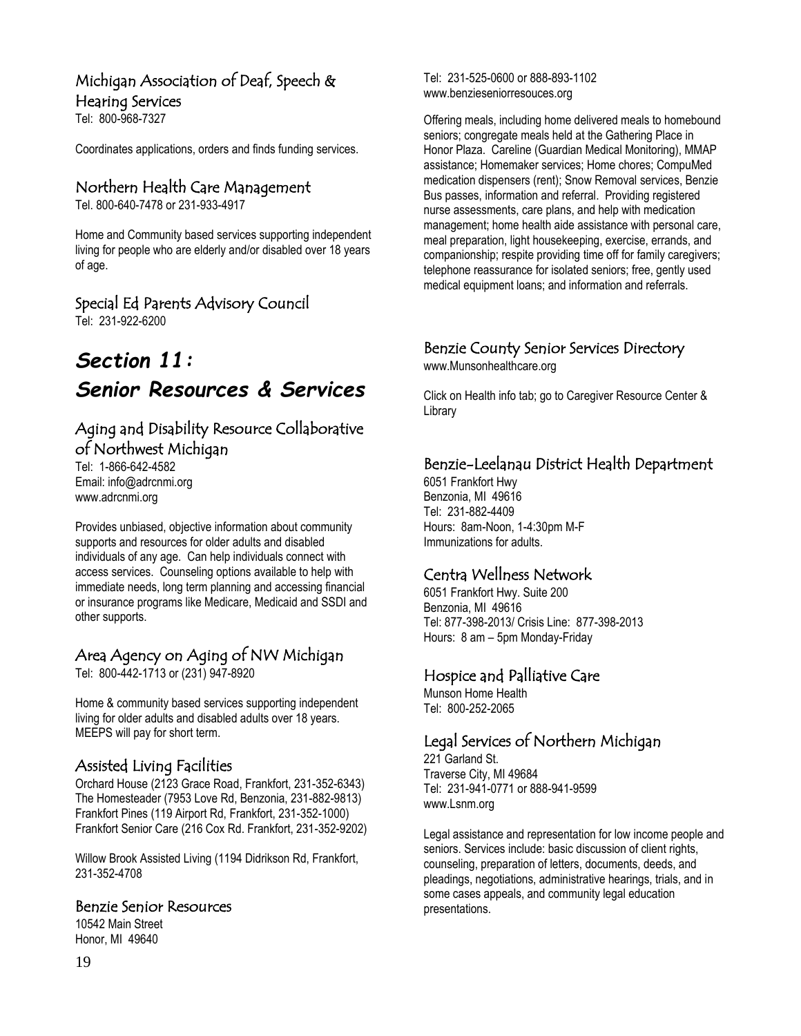### Michigan Association of Deaf, Speech & Hearing Services

Tel: 800-968-7327

Coordinates applications, orders and finds funding services.

### Northern Health Care Management

Tel. 800-640-7478 or 231-933-4917

Home and Community based services supporting independent living for people who are elderly and/or disabled over 18 years of age.

### Special Ed Parents Advisory Council

Tel: 231-922-6200

# *Section 11: Senior Resources & Services*

### Aging and Disability Resource Collaborative of Northwest Michigan

Tel: 1-866-642-4582
Email: info@adrcnmi.org
www.adrcnmi.org

Provides unbiased, objective information about community supports and resources for older adults and disabled individuals of any age. Can help individuals connect with access services. Counseling options available to help with immediate needs, long term planning and accessing financial or insurance programs like Medicare, Medicaid and SSDI and other supports.

### Area Agency on Aging of NW Michigan

Tel: 800-442-1713 or (231) 947-8920

Home & community based services supporting independent living for older adults and disabled adults over 18 years. MEEPS will pay for short term.

### Assisted Living Facilities

Orchard House (2123 Grace Road, Frankfort, 231-352-6343)
The Homesteader (7953 Love Rd, Benzonia, 231-882-9813)
Frankfort Pines (119 Airport Rd, Frankfort, 231-352-1000)
Frankfort Senior Care (216 Cox Rd. Frankfort, 231-352-9202)

Willow Brook Assisted Living (1194 Didrikson Rd, Frankfort, 231-352-4708

### Benzie Senior Resources

10542 Main Street
Honor, MI 49640
Tel: 231-525-0600 or 888-893-1102
www.benzieseniorresouces.org

Offering meals, including home delivered meals to homebound seniors; congregate meals held at the Gathering Place in Honor Plaza. Careline (Guardian Medical Monitoring), MMAP assistance; Homemaker services; Home chores; CompuMed medication dispensers (rent); Snow Removal services, Benzie Bus passes, information and referral. Providing registered nurse assessments, care plans, and help with medication management; home health aide assistance with personal care, meal preparation, light housekeeping, exercise, errands, and companionship; respite providing time off for family caregivers; telephone reassurance for isolated seniors; free, gently used medical equipment loans; and information and referrals.

### Benzie County Senior Services Directory

www.Munsonhealthcare.org

Click on Health info tab; go to Caregiver Resource Center & Library

### Benzie-Leelanau District Health Department

6051 Frankfort Hwy
Benzonia, MI 49616
Tel: 231-882-4409
Hours: 8am-Noon, 1-4:30pm M-F
Immunizations for adults.

### Centra Wellness Network

6051 Frankfort Hwy. Suite 200
Benzonia, MI 49616
Tel: 877-398-2013/ Crisis Line: 877-398-2013
Hours: 8 am – 5pm Monday-Friday

### Hospice and Palliative Care

Munson Home Health
Tel: 800-252-2065

### Legal Services of Northern Michigan

221 Garland St.
Traverse City, MI 49684
Tel: 231-941-0771 or 888-941-9599
www.Lsnm.org

Legal assistance and representation for low income people and seniors. Services include: basic discussion of client rights, counseling, preparation of letters, documents, deeds, and pleadings, negotiations, administrative hearings, trials, and in some cases appeals, and community legal education presentations.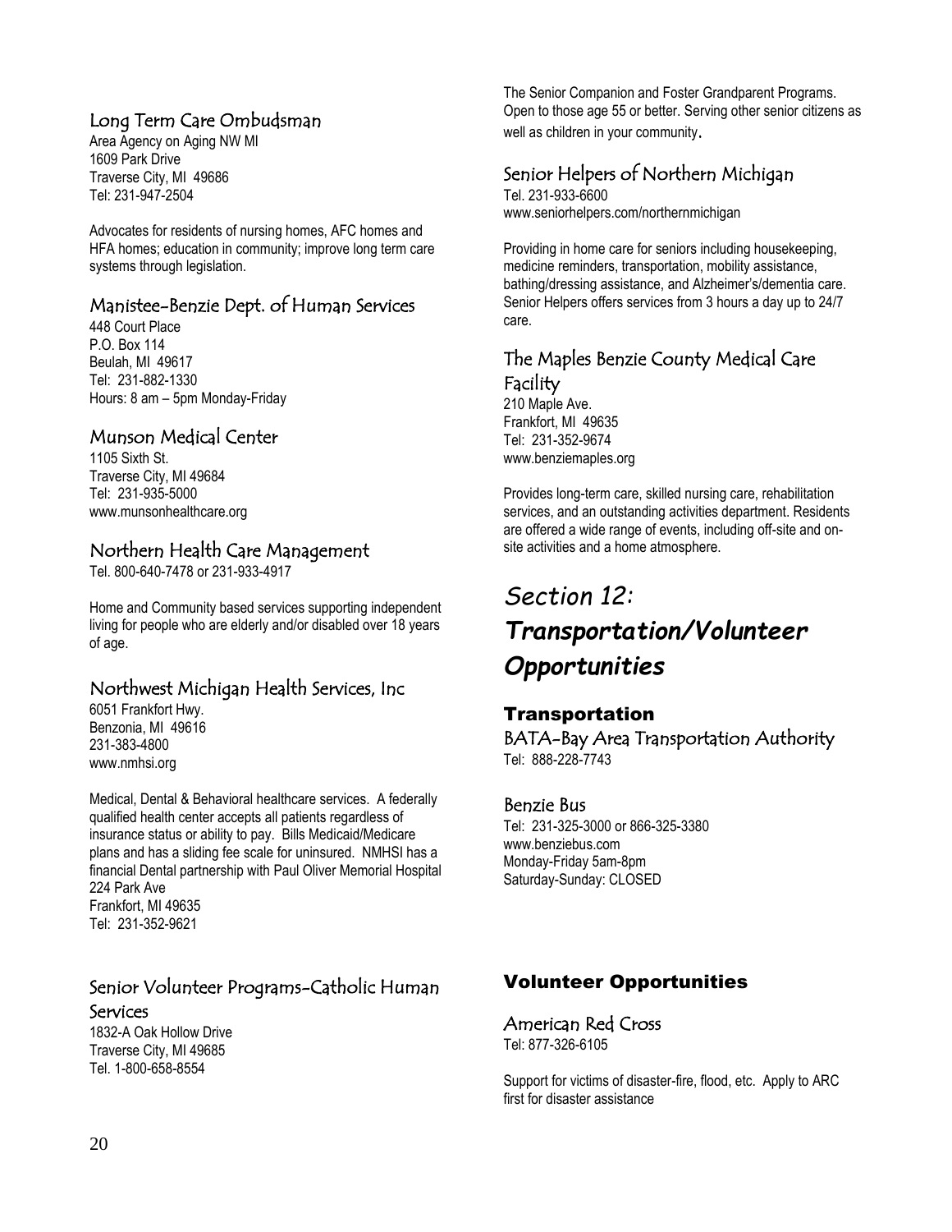### Long Term Care Ombudsman

Area Agency on Aging NW MI
1609 Park Drive
Traverse City, MI 49686
Tel: 231-947-2504

Advocates for residents of nursing homes, AFC homes and HFA homes; education in community; improve long term care systems through legislation.

### Manistee-Benzie Dept. of Human Services

448 Court Place
P.O. Box 114
Beulah, MI 49617
Tel: 231-882-1330
Hours: 8 am – 5pm Monday-Friday

### Munson Medical Center

1105 Sixth St.
Traverse City, MI 49684
Tel: 231-935-5000
www.munsonhealthcare.org

### Northern Health Care Management

Tel. 800-640-7478 or 231-933-4917

Home and Community based services supporting independent living for people who are elderly and/or disabled over 18 years of age.

### Northwest Michigan Health Services, Inc

6051 Frankfort Hwy.
Benzonia, MI 49616
231-383-4800
www.nmhsi.org

Medical, Dental & Behavioral healthcare services. A federally qualified health center accepts all patients regardless of insurance status or ability to pay. Bills Medicaid/Medicare plans and has a sliding fee scale for uninsured. NMHSI has a financial Dental partnership with Paul Oliver Memorial Hospital
224 Park Ave
Frankfort, MI 49635
Tel: 231-352-9621

### Senior Volunteer Programs-Catholic Human Services

1832-A Oak Hollow Drive
Traverse City, MI 49685
Tel. 1-800-658-8554

The Senior Companion and Foster Grandparent Programs. Open to those age 55 or better. Serving other senior citizens as well as children in your community.

### Senior Helpers of Northern Michigan

Tel. 231-933-6600
www.seniorhelpers.com/northernmichigan

Providing in home care for seniors including housekeeping, medicine reminders, transportation, mobility assistance, bathing/dressing assistance, and Alzheimer's/dementia care. Senior Helpers offers services from 3 hours a day up to 24/7 care.

### The Maples Benzie County Medical Care Facility

210 Maple Ave.
Frankfort, MI 49635
Tel: 231-352-9674
www.benziemaples.org

Provides long-term care, skilled nursing care, rehabilitation services, and an outstanding activities department. Residents are offered a wide range of events, including off-site and on-site activities and a home atmosphere.

# *Section 12:* ***Transportation/Volunteer Opportunities***

## Transportation

### BATA-Bay Area Transportation Authority

Tel: 888-228-7743

### Benzie Bus

Tel: 231-325-3000 or 866-325-3380
www.benziebus.com
Monday-Friday 5am-8pm
Saturday-Sunday: CLOSED

## Volunteer Opportunities

### American Red Cross

Tel: 877-326-6105

Support for victims of disaster-fire, flood, etc. Apply to ARC first for disaster assistance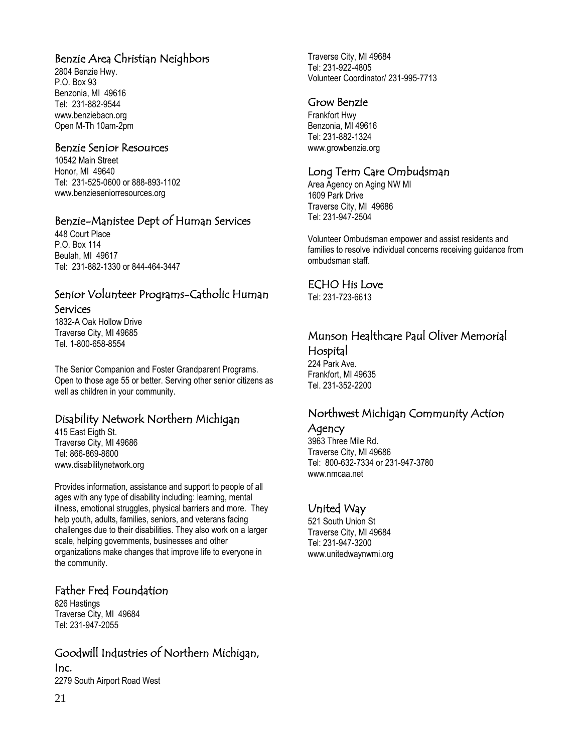## Benzie Area Christian Neighbors

2804 Benzie Hwy.
P.O. Box 93
Benzonia, MI 49616
Tel: 231-882-9544
www.benziebacn.org
Open M-Th 10am-2pm

## Benzie Senior Resources

10542 Main Street
Honor, MI 49640
Tel: 231-525-0600 or 888-893-1102
www.benzieseniorresources.org

## Benzie-Manistee Dept of Human Services

448 Court Place
P.O. Box 114
Beulah, MI 49617
Tel: 231-882-1330 or 844-464-3447

## Senior Volunteer Programs-Catholic Human Services

1832-A Oak Hollow Drive
Traverse City, MI 49685
Tel. 1-800-658-8554

The Senior Companion and Foster Grandparent Programs. Open to those age 55 or better. Serving other senior citizens as well as children in your community.

## Disability Network Northern Michigan

415 East Eigth St.
Traverse City, MI 49686
Tel: 866-869-8600
www.disabilitynetwork.org

Provides information, assistance and support to people of all ages with any type of disability including: learning, mental illness, emotional struggles, physical barriers and more. They help youth, adults, families, seniors, and veterans facing challenges due to their disabilities. They also work on a larger scale, helping governments, businesses and other organizations make changes that improve life to everyone in the community.

## Father Fred Foundation

826 Hastings
Traverse City, MI 49684
Tel: 231-947-2055

## Goodwill Industries of Northern Michigan, Inc.

2279 South Airport Road West
Traverse City, MI 49684
Tel: 231-922-4805
Volunteer Coordinator/ 231-995-7713

## Grow Benzie

Frankfort Hwy
Benzonia, MI 49616
Tel: 231-882-1324
www.growbenzie.org

## Long Term Care Ombudsman

Area Agency on Aging NW MI
1609 Park Drive
Traverse City, MI 49686
Tel: 231-947-2504

Volunteer Ombudsman empower and assist residents and families to resolve individual concerns receiving guidance from ombudsman staff.

## ECHO His Love

Tel: 231-723-6613

## Munson Healthcare Paul Oliver Memorial Hospital

224 Park Ave.
Frankfort, MI 49635
Tel. 231-352-2200

## Northwest Michigan Community Action Agency

3963 Three Mile Rd.
Traverse City, MI 49686
Tel: 800-632-7334 or 231-947-3780
www.nmcaa.net

## United Way

521 South Union St
Traverse City, MI 49684
Tel: 231-947-3200
www.unitedwaynwmi.org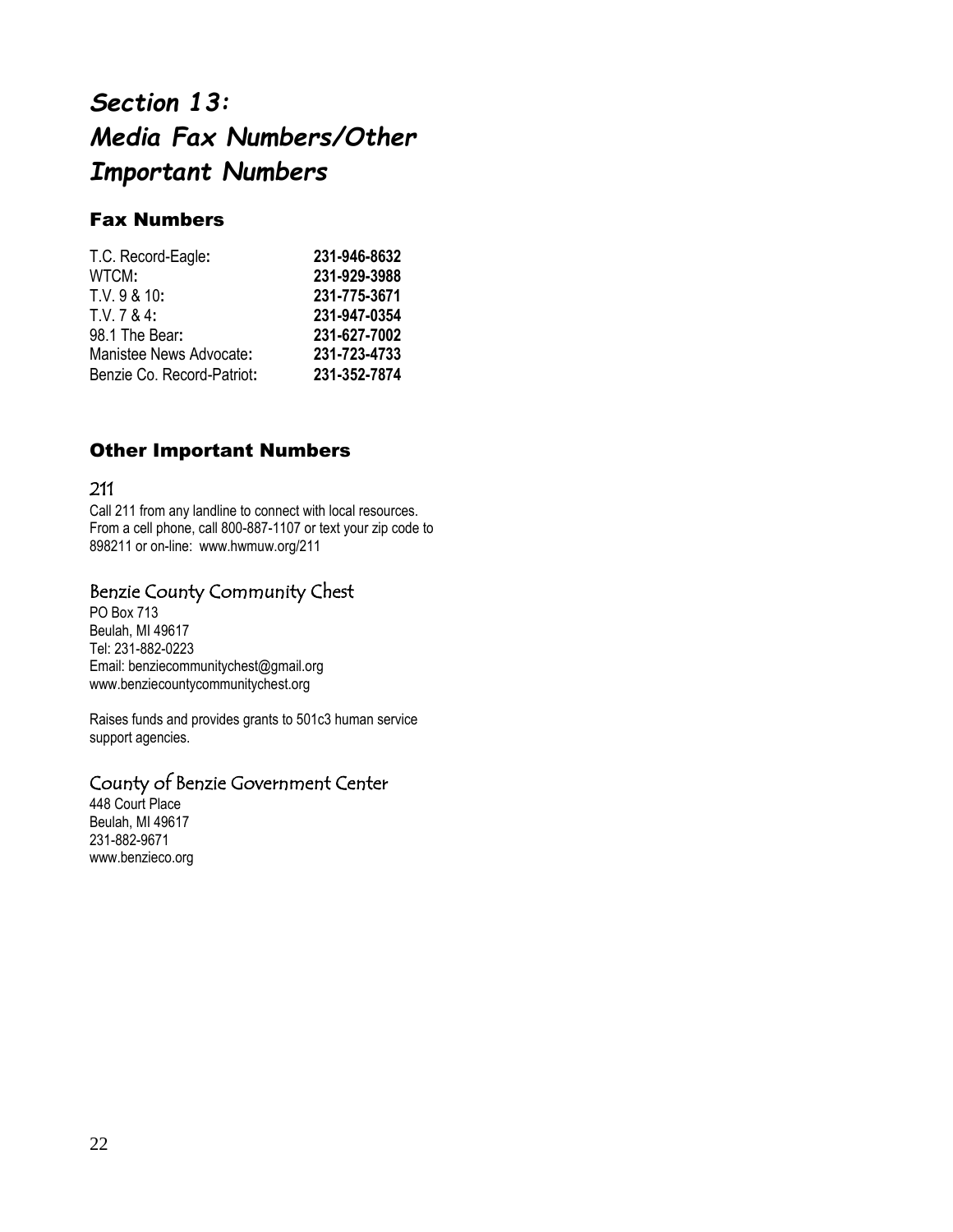# Section 13: Media Fax Numbers/Other Important Numbers

## Fax Numbers

| | |
|---|---|
| T.C. Record-Eagle: | **231-946-8632** |
| WTCM: | **231-929-3988** |
| T.V. 9 & 10: | **231-775-3671** |
| T.V. 7 & 4: | **231-947-0354** |
| 98.1 The Bear: | **231-627-7002** |
| Manistee News Advocate: | **231-723-4733** |
| Benzie Co. Record-Patriot: | **231-352-7874** |

## Other Important Numbers

### 211

Call 211 from any landline to connect with local resources. From a cell phone, call 800-887-1107 or text your zip code to 898211 or on-line: www.hwmuw.org/211

### Benzie County Community Chest

PO Box 713
Beulah, MI 49617
Tel: 231-882-0223
Email: benziecommunitychest@gmail.org
www.benziecountycommunitychest.org

Raises funds and provides grants to 501c3 human service support agencies.

### County of Benzie Government Center

448 Court Place
Beulah, MI 49617
231-882-9671
www.benzieco.org